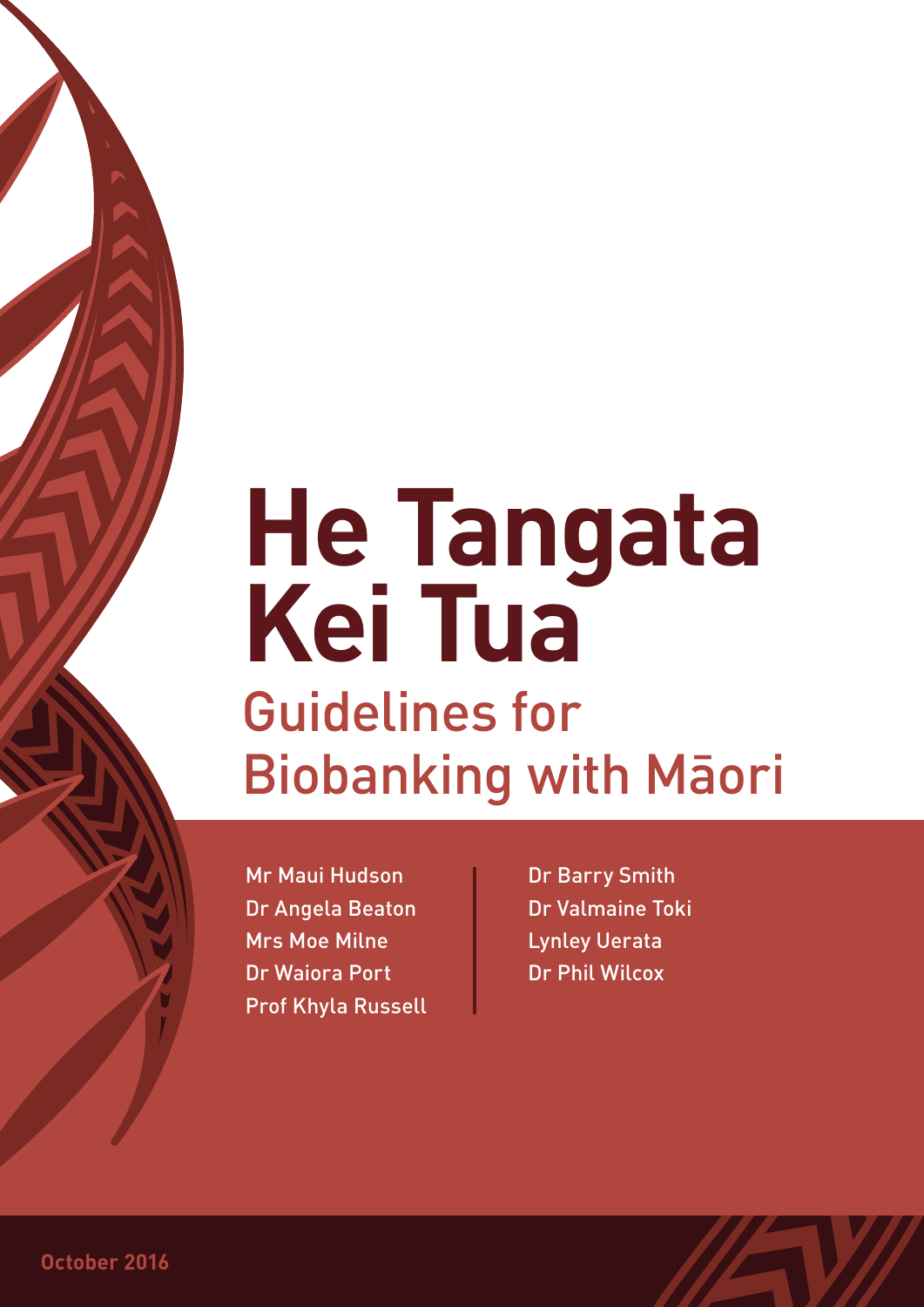# He Tangata Kei Tua

## Guidelines for Biobanking with Māori

Mr Maui Hudson
Dr Angela Beaton
Mrs Moe Milne
Dr Waiora Port
Prof Khyla Russell
Dr Barry Smith
Dr Valmaine Toki
Lynley Uerata
Dr Phil Wilcox

October 2016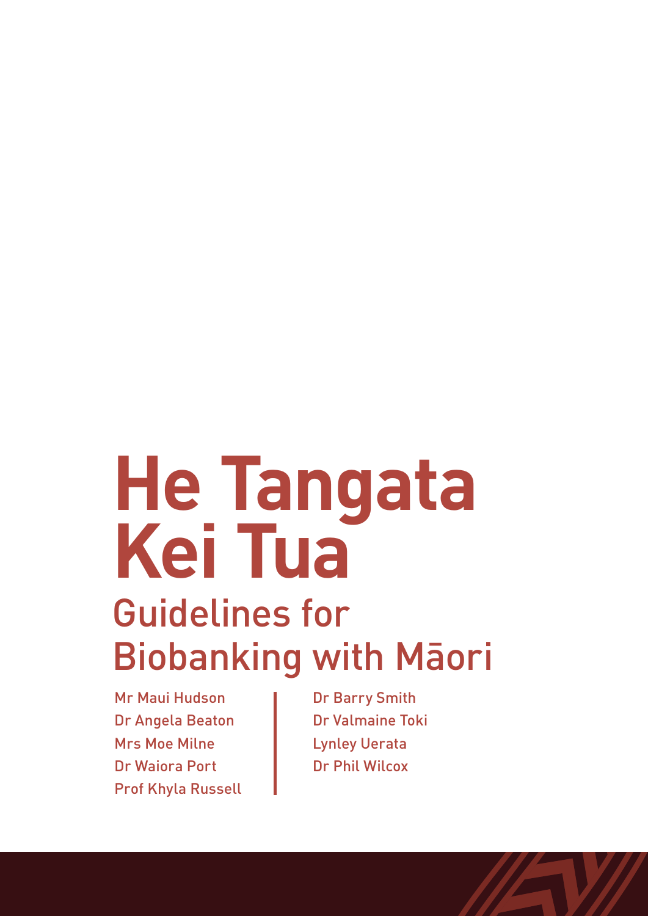# He Tangata Kei Tua

## Guidelines for Biobanking with Māori

Mr Maui Hudson
Dr Angela Beaton
Mrs Moe Milne
Dr Waiora Port
Prof Khyla Russell
Dr Barry Smith
Dr Valmaine Toki
Lynley Uerata
Dr Phil Wilcox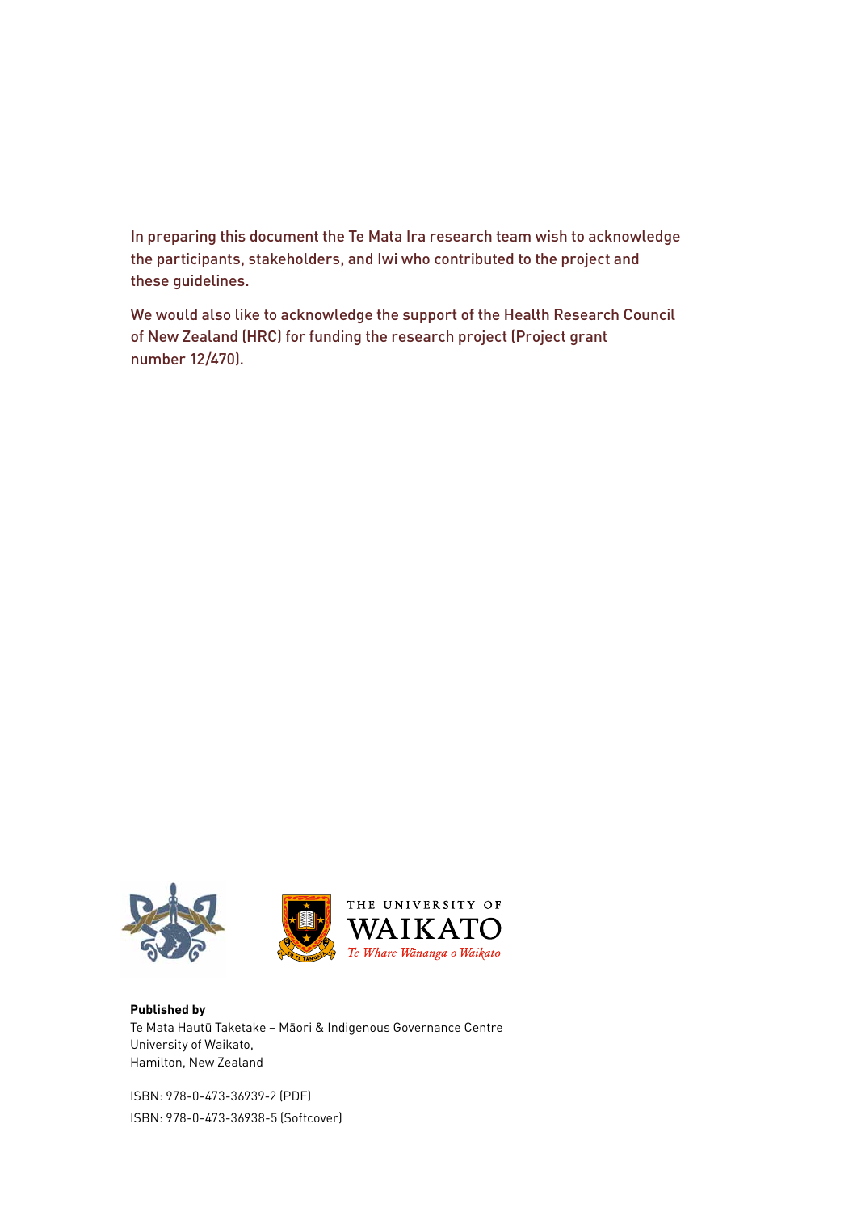In preparing this document the Te Mata Ira research team wish to acknowledge the participants, stakeholders, and Iwi who contributed to the project and these guidelines.

We would also like to acknowledge the support of the Health Research Council of New Zealand (HRC) for funding the research project (Project grant number 12/470).

THE UNIVERSITY OF WAIKATO
*Te Whare Wānanga o Waikato*

**Published by**
Te Mata Hautū Taketake – Māori & Indigenous Governance Centre
University of Waikato,
Hamilton, New Zealand

ISBN: 978-0-473-36939-2 (PDF)
ISBN: 978-0-473-36938-5 (Softcover)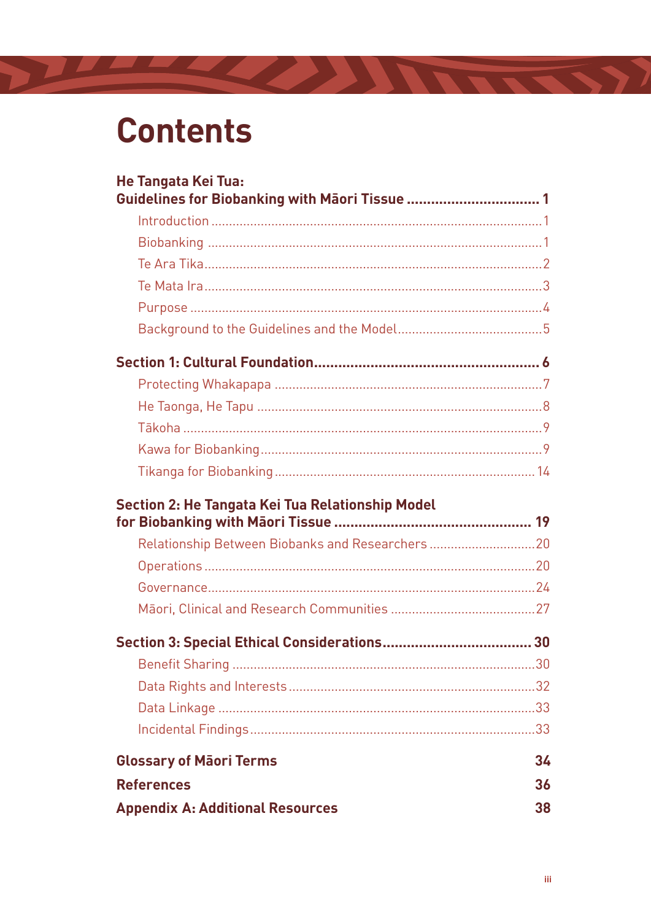# Contents

**He Tangata Kei Tua: Guidelines for Biobanking with Māori Tissue ................................. 1**

- Introduction ............................................................................................. 1
- Biobanking ............................................................................................... 1
- Te Ara Tika ................................................................................................ 2
- Te Mata Ira ................................................................................................ 3
- Purpose ..................................................................................................... 4
- Background to the Guidelines and the Model ......................................... 5

**Section 1: Cultural Foundation ........................................................ 6**

- Protecting Whakapapa ............................................................................ 7
- He Taonga, He Tapu ................................................................................. 8
- Tākoha ...................................................................................................... 9
- Kawa for Biobanking ................................................................................ 9
- Tikanga for Biobanking .......................................................................... 14

**Section 2: He Tangata Kei Tua Relationship Model for Biobanking with Māori Tissue ................................................ 19**

- Relationship Between Biobanks and Researchers .............................. 20
- Operations .............................................................................................. 20
- Governance ............................................................................................. 24
- Māori, Clinical and Research Communities ......................................... 27

**Section 3: Special Ethical Considerations ..................................... 30**

- Benefit Sharing ....................................................................................... 30
- Data Rights and Interests ....................................................................... 32
- Data Linkage ........................................................................................... 33
- Incidental Findings ................................................................................. 33

**Glossary of Māori Terms 34**

**References 36**

**Appendix A: Additional Resources 38**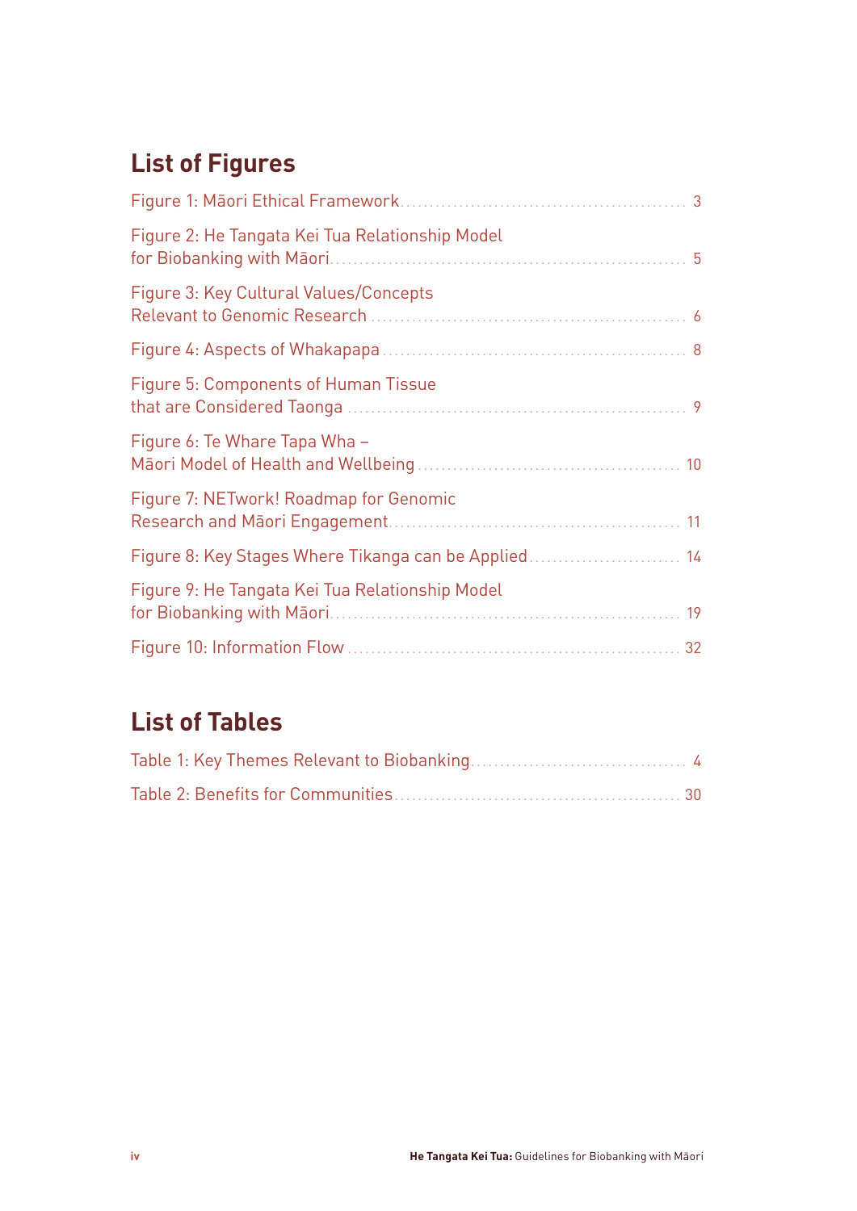## List of Figures

Figure 1: Māori Ethical Framework ........ 3

Figure 2: He Tangata Kei Tua Relationship Model for Biobanking with Māori ........ 5

Figure 3: Key Cultural Values/Concepts Relevant to Genomic Research ........ 6

Figure 4: Aspects of Whakapapa ........ 8

Figure 5: Components of Human Tissue that are Considered Taonga ........ 9

Figure 6: Te Whare Tapa Wha – Māori Model of Health and Wellbeing ........ 10

Figure 7: NETwork! Roadmap for Genomic Research and Māori Engagement ........ 11

Figure 8: Key Stages Where Tikanga can be Applied ........ 14

Figure 9: He Tangata Kei Tua Relationship Model for Biobanking with Māori ........ 19

Figure 10: Information Flow ........ 32

## List of Tables

Table 1: Key Themes Relevant to Biobanking ........ 4

Table 2: Benefits for Communities ........ 30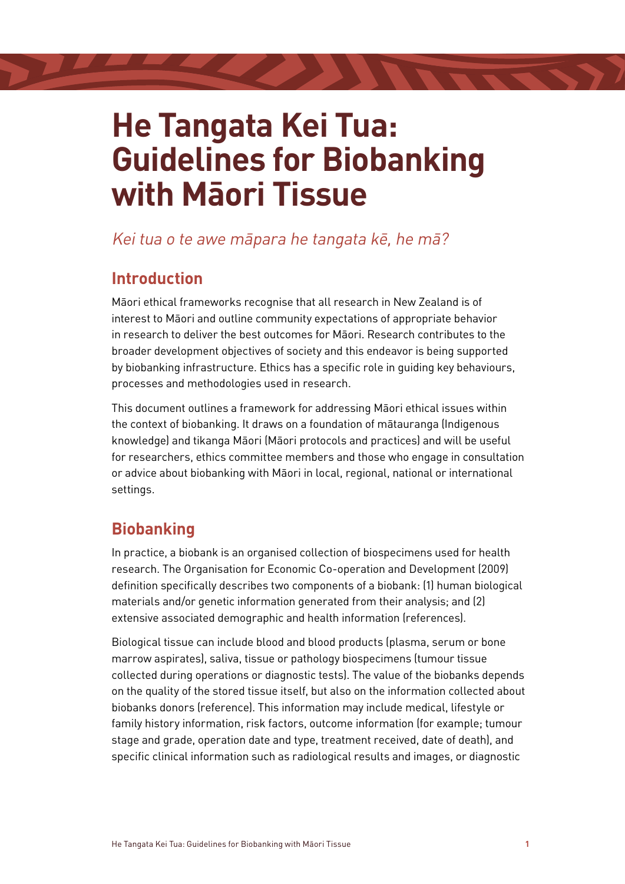# He Tangata Kei Tua: Guidelines for Biobanking with Māori Tissue

*Kei tua o te awe māpara he tangata kē, he mā?*

## Introduction

Māori ethical frameworks recognise that all research in New Zealand is of interest to Māori and outline community expectations of appropriate behavior in research to deliver the best outcomes for Māori. Research contributes to the broader development objectives of society and this endeavor is being supported by biobanking infrastructure. Ethics has a specific role in guiding key behaviours, processes and methodologies used in research.

This document outlines a framework for addressing Māori ethical issues within the context of biobanking. It draws on a foundation of mātauranga (Indigenous knowledge) and tikanga Māori (Māori protocols and practices) and will be useful for researchers, ethics committee members and those who engage in consultation or advice about biobanking with Māori in local, regional, national or international settings.

## Biobanking

In practice, a biobank is an organised collection of biospecimens used for health research. The Organisation for Economic Co-operation and Development (2009) definition specifically describes two components of a biobank: (1) human biological materials and/or genetic information generated from their analysis; and (2) extensive associated demographic and health information (references).

Biological tissue can include blood and blood products (plasma, serum or bone marrow aspirates), saliva, tissue or pathology biospecimens (tumour tissue collected during operations or diagnostic tests). The value of the biobanks depends on the quality of the stored tissue itself, but also on the information collected about biobanks donors (reference). This information may include medical, lifestyle or family history information, risk factors, outcome information (for example; tumour stage and grade, operation date and type, treatment received, date of death), and specific clinical information such as radiological results and images, or diagnostic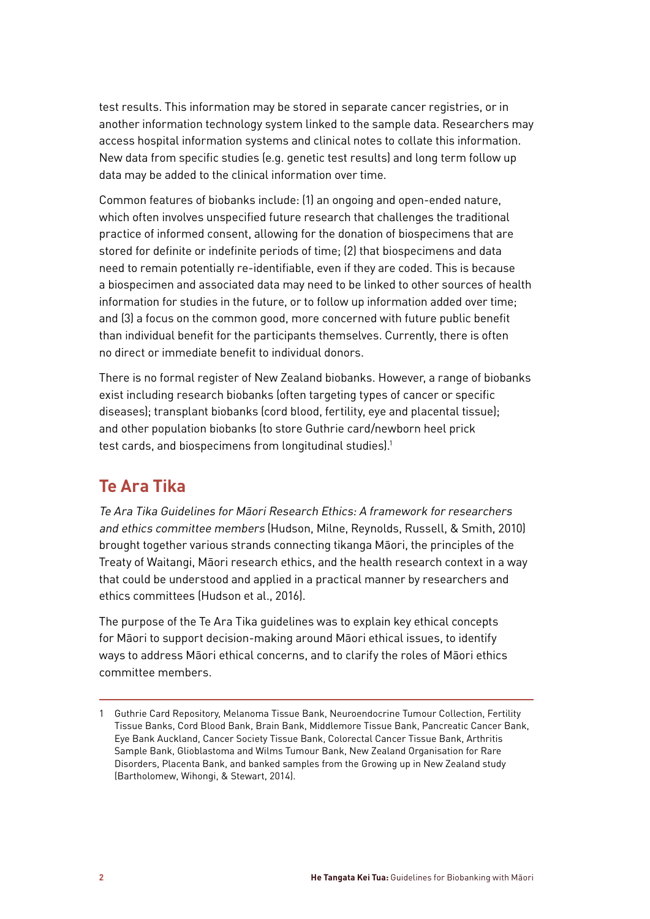test results. This information may be stored in separate cancer registries, or in another information technology system linked to the sample data. Researchers may access hospital information systems and clinical notes to collate this information. New data from specific studies (e.g. genetic test results) and long term follow up data may be added to the clinical information over time.

Common features of biobanks include: (1) an ongoing and open-ended nature, which often involves unspecified future research that challenges the traditional practice of informed consent, allowing for the donation of biospecimens that are stored for definite or indefinite periods of time; (2) that biospecimens and data need to remain potentially re-identifiable, even if they are coded. This is because a biospecimen and associated data may need to be linked to other sources of health information for studies in the future, or to follow up information added over time; and (3) a focus on the common good, more concerned with future public benefit than individual benefit for the participants themselves. Currently, there is often no direct or immediate benefit to individual donors.

There is no formal register of New Zealand biobanks. However, a range of biobanks exist including research biobanks (often targeting types of cancer or specific diseases); transplant biobanks (cord blood, fertility, eye and placental tissue); and other population biobanks (to store Guthrie card/newborn heel prick test cards, and biospecimens from longitudinal studies).[1]

## Te Ara Tika

*Te Ara Tika Guidelines for Māori Research Ethics: A framework for researchers and ethics committee members* (Hudson, Milne, Reynolds, Russell, & Smith, 2010) brought together various strands connecting tikanga Māori, the principles of the Treaty of Waitangi, Māori research ethics, and the health research context in a way that could be understood and applied in a practical manner by researchers and ethics committees (Hudson et al., 2016).

The purpose of the Te Ara Tika guidelines was to explain key ethical concepts for Māori to support decision-making around Māori ethical issues, to identify ways to address Māori ethical concerns, and to clarify the roles of Māori ethics committee members.

---

1 Guthrie Card Repository, Melanoma Tissue Bank, Neuroendocrine Tumour Collection, Fertility Tissue Banks, Cord Blood Bank, Brain Bank, Middlemore Tissue Bank, Pancreatic Cancer Bank, Eye Bank Auckland, Cancer Society Tissue Bank, Colorectal Cancer Tissue Bank, Arthritis Sample Bank, Glioblastoma and Wilms Tumour Bank, New Zealand Organisation for Rare Disorders, Placenta Bank, and banked samples from the Growing up in New Zealand study (Bartholomew, Wihongi, & Stewart, 2014).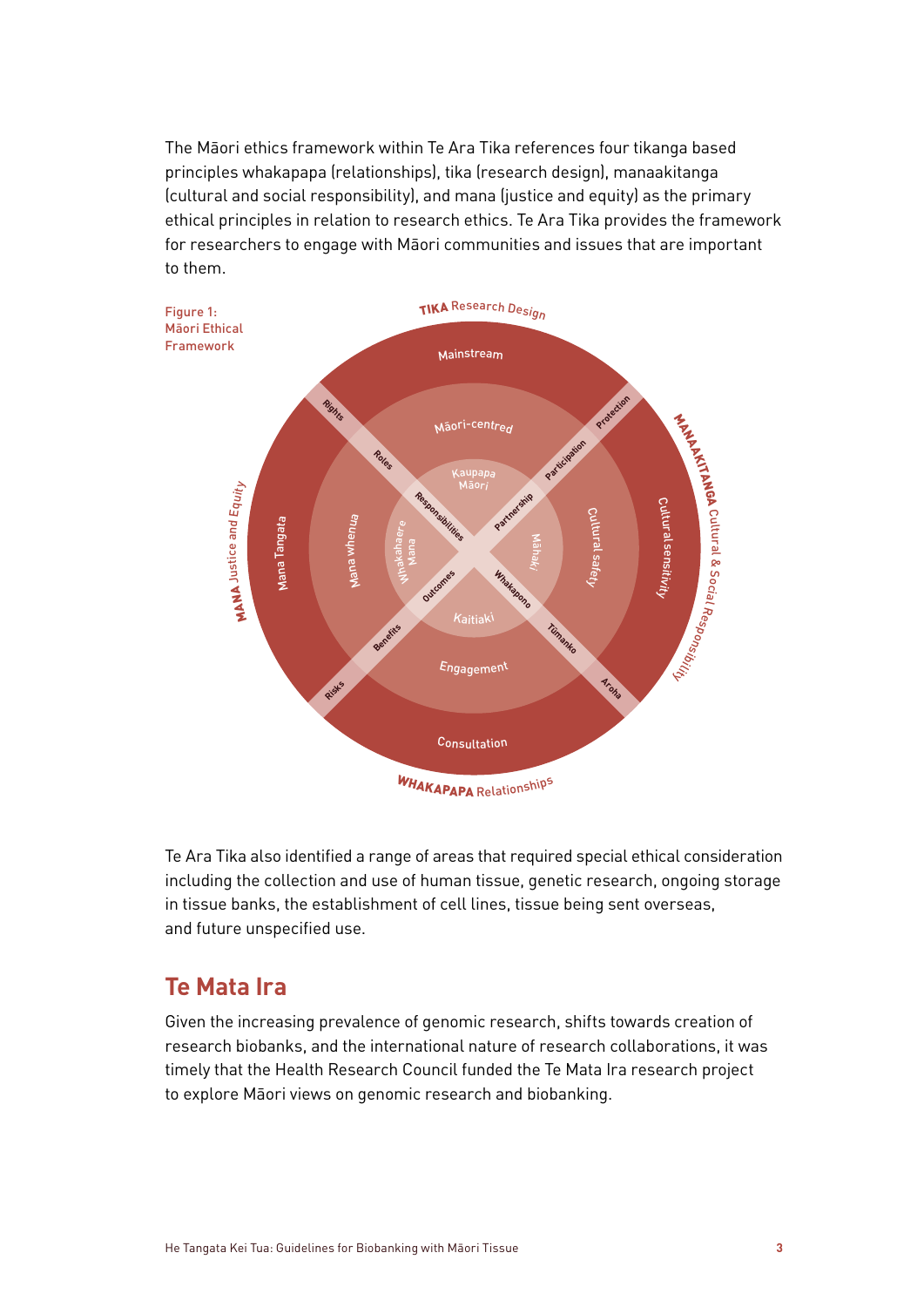The Māori ethics framework within Te Ara Tika references four tikanga based principles whakapapa (relationships), tika (research design), manaakitanga (cultural and social responsibility), and mana (justice and equity) as the primary ethical principles in relation to research ethics. Te Ara Tika provides the framework for researchers to engage with Māori communities and issues that are important to them.

Figure 1: Māori Ethical Framework

Te Ara Tika also identified a range of areas that required special ethical consideration including the collection and use of human tissue, genetic research, ongoing storage in tissue banks, the establishment of cell lines, tissue being sent overseas, and future unspecified use.

## Te Mata Ira

Given the increasing prevalence of genomic research, shifts towards creation of research biobanks, and the international nature of research collaborations, it was timely that the Health Research Council funded the Te Mata Ira research project to explore Māori views on genomic research and biobanking.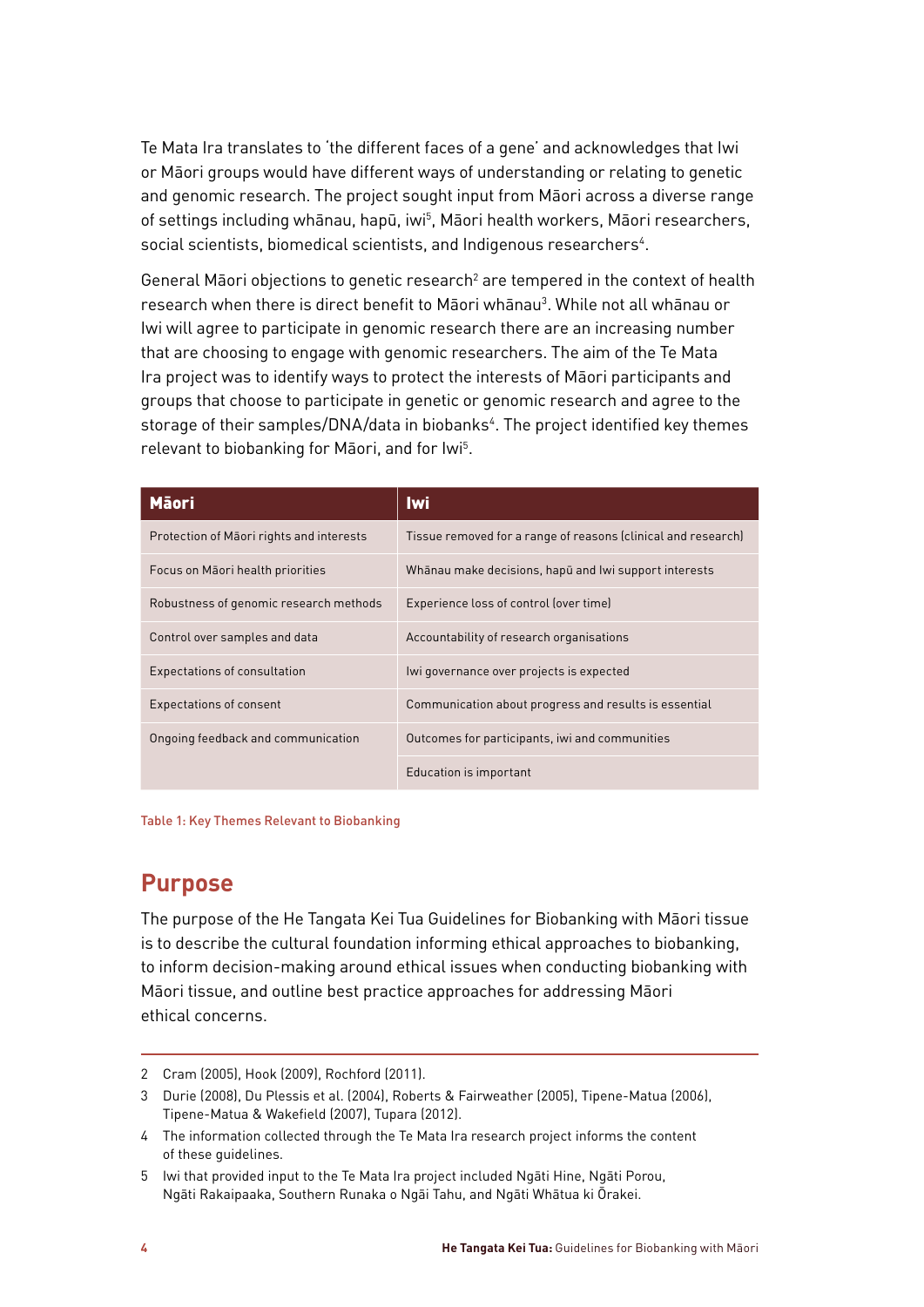Te Mata Ira translates to 'the different faces of a gene' and acknowledges that Iwi or Māori groups would have different ways of understanding or relating to genetic and genomic research. The project sought input from Māori across a diverse range of settings including whānau, hapū, iwi[5], Māori health workers, Māori researchers, social scientists, biomedical scientists, and Indigenous researchers[4].

General Māori objections to genetic research[2] are tempered in the context of health research when there is direct benefit to Māori whānau[3]. While not all whānau or Iwi will agree to participate in genomic research there are an increasing number that are choosing to engage with genomic researchers. The aim of the Te Mata Ira project was to identify ways to protect the interests of Māori participants and groups that choose to participate in genetic or genomic research and agree to the storage of their samples/DNA/data in biobanks[4]. The project identified key themes relevant to biobanking for Māori, and for Iwi[5].

| Māori | Iwi |
|---|---|
| Protection of Māori rights and interests | Tissue removed for a range of reasons (clinical and research) |
| Focus on Māori health priorities | Whānau make decisions, hapū and Iwi support interests |
| Robustness of genomic research methods | Experience loss of control (over time) |
| Control over samples and data | Accountability of research organisations |
| Expectations of consultation | Iwi governance over projects is expected |
| Expectations of consent | Communication about progress and results is essential |
| Ongoing feedback and communication | Outcomes for participants, iwi and communities |
| | Education is important |

Table 1: Key Themes Relevant to Biobanking

## Purpose

The purpose of the He Tangata Kei Tua Guidelines for Biobanking with Māori tissue is to describe the cultural foundation informing ethical approaches to biobanking, to inform decision-making around ethical issues when conducting biobanking with Māori tissue, and outline best practice approaches for addressing Māori ethical concerns.

---

2 Cram (2005), Hook (2009), Rochford (2011).

3 Durie (2008), Du Plessis et al. (2004), Roberts & Fairweather (2005), Tipene-Matua (2006), Tipene-Matua & Wakefield (2007), Tupara (2012).

4 The information collected through the Te Mata Ira research project informs the content of these guidelines.

5 Iwi that provided input to the Te Mata Ira project included Ngāti Hine, Ngāti Porou, Ngāti Rakaipaaka, Southern Runaka o Ngāi Tahu, and Ngāti Whātua ki Ōrakei.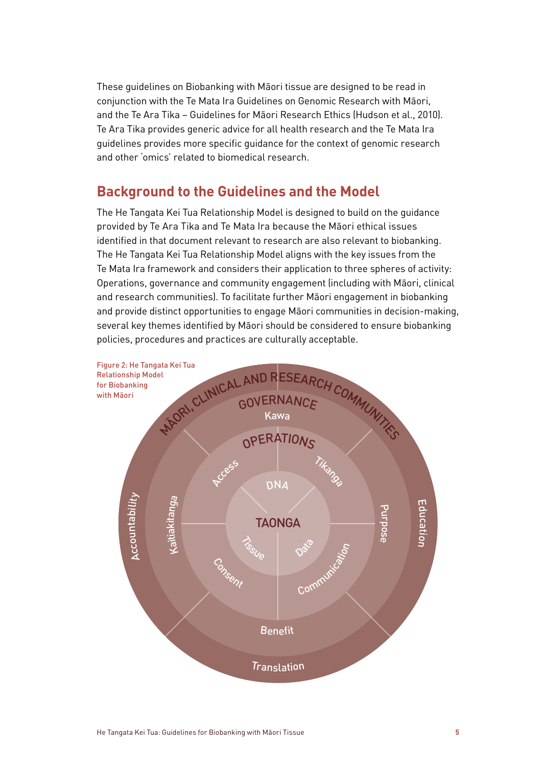These guidelines on Biobanking with Māori tissue are designed to be read in conjunction with the Te Mata Ira Guidelines on Genomic Research with Māori, and the Te Ara Tika – Guidelines for Māori Research Ethics (Hudson et al., 2010). Te Ara Tika provides generic advice for all health research and the Te Mata Ira guidelines provides more specific guidance for the context of genomic research and other 'omics' related to biomedical research.

## Background to the Guidelines and the Model

The He Tangata Kei Tua Relationship Model is designed to build on the guidance provided by Te Ara Tika and Te Mata Ira because the Māori ethical issues identified in that document relevant to research are also relevant to biobanking. The He Tangata Kei Tua Relationship Model aligns with the key issues from the Te Mata Ira framework and considers their application to three spheres of activity: Operations, governance and community engagement (including with Māori, clinical and research communities). To facilitate further Māori engagement in biobanking and provide distinct opportunities to engage Māori communities in decision-making, several key themes identified by Māori should be considered to ensure biobanking policies, procedures and practices are culturally acceptable.

Figure 2: He Tangata Kei Tua Relationship Model for Biobanking with Māori

MĀORI, CLINICAL AND RESEARCH COMMUNITIES: Accountability, Education, Translation

GOVERNANCE: Kawa, Kaitiakitanga, Purpose, Benefit

OPERATIONS: Access, Tikanga, Consent, Communication

TAONGA: DNA, Tissue, Data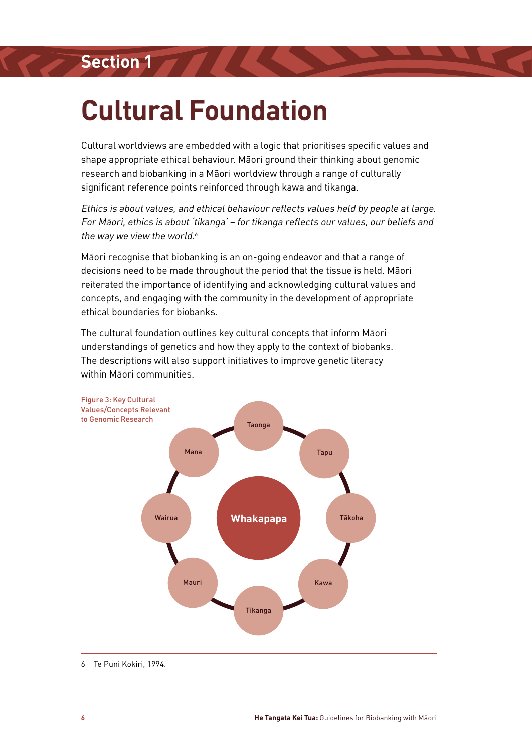Section 1

# Cultural Foundation

Cultural worldviews are embedded with a logic that prioritises specific values and shape appropriate ethical behaviour. Māori ground their thinking about genomic research and biobanking in a Māori worldview through a range of culturally significant reference points reinforced through kawa and tikanga.

*Ethics is about values, and ethical behaviour reflects values held by people at large. For Māori, ethics is about 'tikanga' – for tikanga reflects our values, our beliefs and the way we view the world.*[6]

Māori recognise that biobanking is an on-going endeavor and that a range of decisions need to be made throughout the period that the tissue is held. Māori reiterated the importance of identifying and acknowledging cultural values and concepts, and engaging with the community in the development of appropriate ethical boundaries for biobanks.

The cultural foundation outlines key cultural concepts that inform Māori understandings of genetics and how they apply to the context of biobanks. The descriptions will also support initiatives to improve genetic literacy within Māori communities.

Figure 3: Key Cultural Values/Concepts Relevant to Genomic Research

Whakapapa (centre), surrounded by: Taonga, Tapu, Tākoha, Kawa, Tikanga, Mauri, Wairua, Mana

6 Te Puni Kokiri, 1994.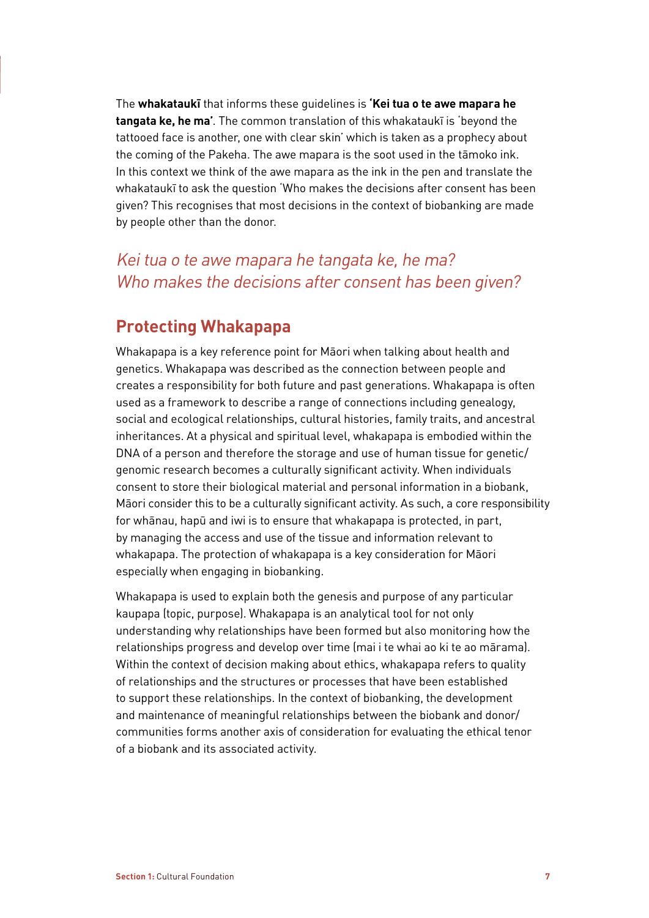The **whakataukī** that informs these guidelines is **'Kei tua o te awe mapara he tangata ke, he ma'**. The common translation of this whakataukī is 'beyond the tattooed face is another, one with clear skin' which is taken as a prophecy about the coming of the Pakeha. The awe mapara is the soot used in the tāmoko ink. In this context we think of the awe mapara as the ink in the pen and translate the whakataukī to ask the question 'Who makes the decisions after consent has been given? This recognises that most decisions in the context of biobanking are made by people other than the donor.

*Kei tua o te awe mapara he tangata ke, he ma?*
*Who makes the decisions after consent has been given?*

## Protecting Whakapapa

Whakapapa is a key reference point for Māori when talking about health and genetics. Whakapapa was described as the connection between people and creates a responsibility for both future and past generations. Whakapapa is often used as a framework to describe a range of connections including genealogy, social and ecological relationships, cultural histories, family traits, and ancestral inheritances. At a physical and spiritual level, whakapapa is embodied within the DNA of a person and therefore the storage and use of human tissue for genetic/genomic research becomes a culturally significant activity. When individuals consent to store their biological material and personal information in a biobank, Māori consider this to be a culturally significant activity. As such, a core responsibility for whānau, hapū and iwi is to ensure that whakapapa is protected, in part, by managing the access and use of the tissue and information relevant to whakapapa. The protection of whakapapa is a key consideration for Māori especially when engaging in biobanking.

Whakapapa is used to explain both the genesis and purpose of any particular kaupapa (topic, purpose). Whakapapa is an analytical tool for not only understanding why relationships have been formed but also monitoring how the relationships progress and develop over time (mai i te whai ao ki te ao mārama). Within the context of decision making about ethics, whakapapa refers to quality of relationships and the structures or processes that have been established to support these relationships. In the context of biobanking, the development and maintenance of meaningful relationships between the biobank and donor/communities forms another axis of consideration for evaluating the ethical tenor of a biobank and its associated activity.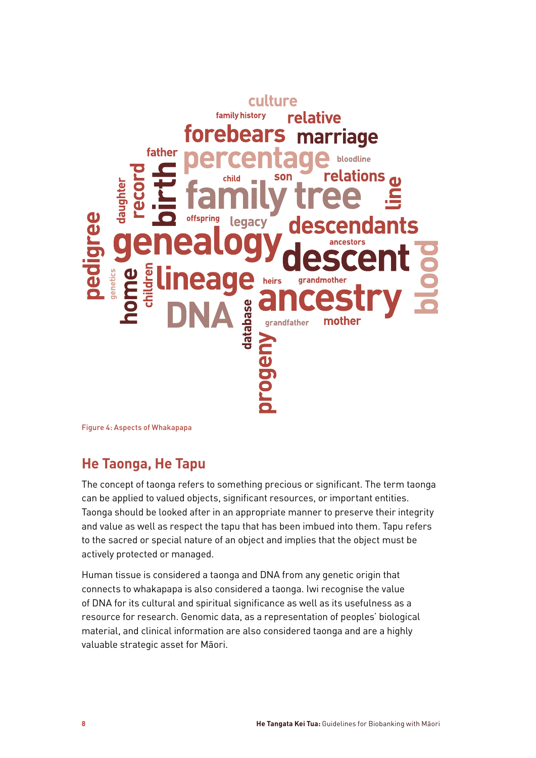Figure 4: Aspects of Whakapapa

## He Taonga, He Tapu

The concept of taonga refers to something precious or significant. The term taonga can be applied to valued objects, significant resources, or important entities. Taonga should be looked after in an appropriate manner to preserve their integrity and value as well as respect the tapu that has been imbued into them. Tapu refers to the sacred or special nature of an object and implies that the object must be actively protected or managed.

Human tissue is considered a taonga and DNA from any genetic origin that connects to whakapapa is also considered a taonga. Iwi recognise the value of DNA for its cultural and spiritual significance as well as its usefulness as a resource for research. Genomic data, as a representation of peoples' biological material, and clinical information are also considered taonga and are a highly valuable strategic asset for Māori.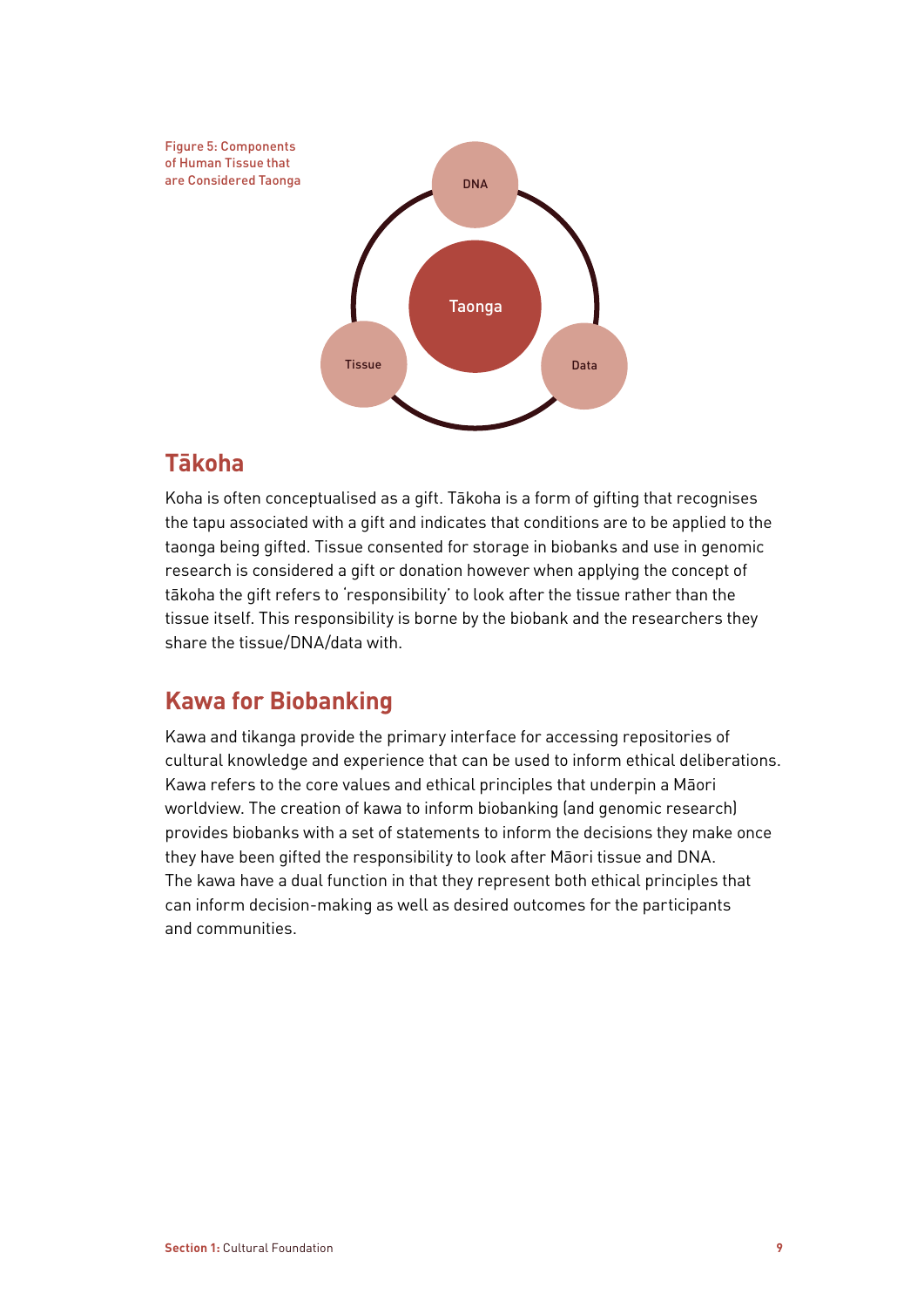Figure 5: Components of Human Tissue that are Considered Taonga

DNA

Taonga

Tissue

Data

## Tākoha

Koha is often conceptualised as a gift. Tākoha is a form of gifting that recognises the tapu associated with a gift and indicates that conditions are to be applied to the taonga being gifted. Tissue consented for storage in biobanks and use in genomic research is considered a gift or donation however when applying the concept of tākoha the gift refers to 'responsibility' to look after the tissue rather than the tissue itself. This responsibility is borne by the biobank and the researchers they share the tissue/DNA/data with.

## Kawa for Biobanking

Kawa and tikanga provide the primary interface for accessing repositories of cultural knowledge and experience that can be used to inform ethical deliberations. Kawa refers to the core values and ethical principles that underpin a Māori worldview. The creation of kawa to inform biobanking (and genomic research) provides biobanks with a set of statements to inform the decisions they make once they have been gifted the responsibility to look after Māori tissue and DNA. The kawa have a dual function in that they represent both ethical principles that can inform decision-making as well as desired outcomes for the participants and communities.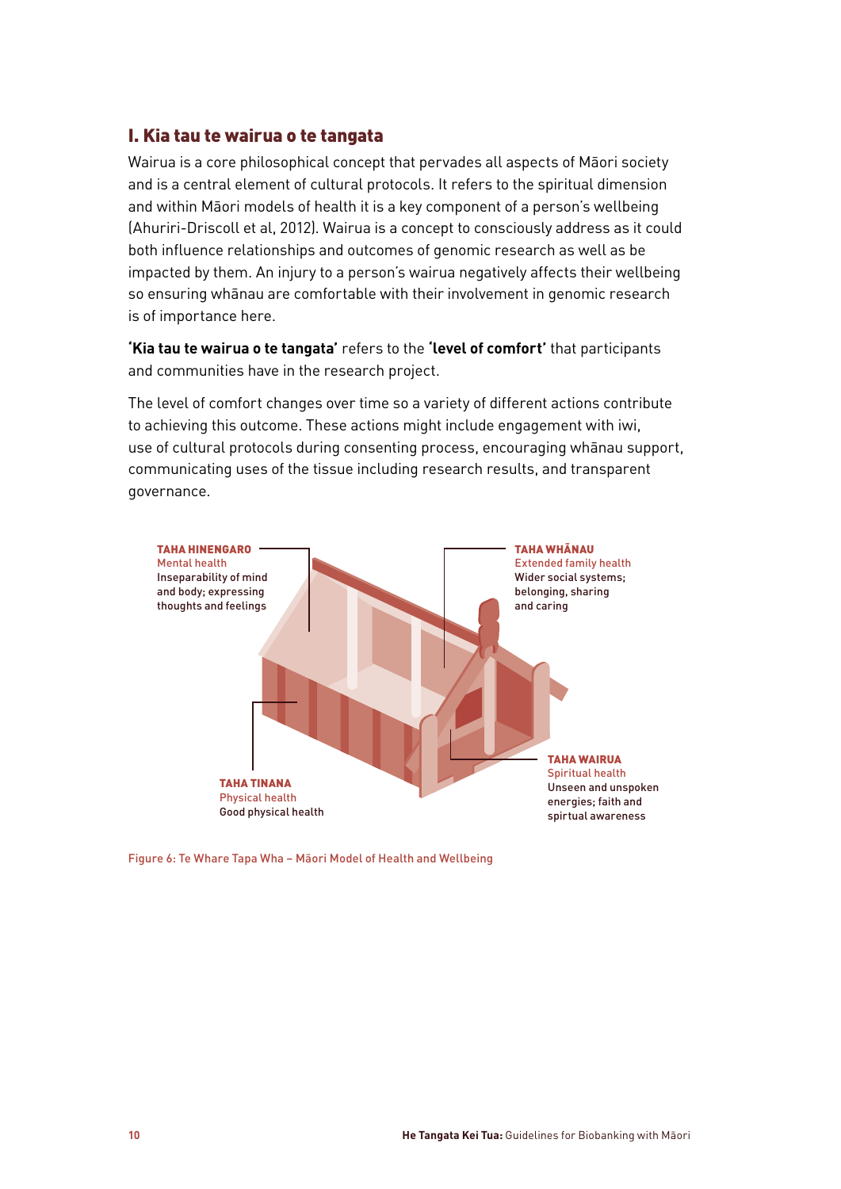## I. Kia tau te wairua o te tangata

Wairua is a core philosophical concept that pervades all aspects of Māori society and is a central element of cultural protocols. It refers to the spiritual dimension and within Māori models of health it is a key component of a person's wellbeing (Ahuriri-Driscoll et al, 2012). Wairua is a concept to consciously address as it could both influence relationships and outcomes of genomic research as well as be impacted by them. An injury to a person's wairua negatively affects their wellbeing so ensuring whānau are comfortable with their involvement in genomic research is of importance here.

**'Kia tau te wairua o te tangata'** refers to the **'level of comfort'** that participants and communities have in the research project.

The level of comfort changes over time so a variety of different actions contribute to achieving this outcome. These actions might include engagement with iwi, use of cultural protocols during consenting process, encouraging whānau support, communicating uses of the tissue including research results, and transparent governance.

**TAHA HINENGARO**
Mental health
Inseparability of mind and body; expressing thoughts and feelings

**TAHA WHĀNAU**
Extended family health
Wider social systems; belonging, sharing and caring

**TAHA TINANA**
Physical health
Good physical health

**TAHA WAIRUA**
Spiritual health
Unseen and unspoken energies; faith and spirtual awareness

Figure 6: Te Whare Tapa Wha – Māori Model of Health and Wellbeing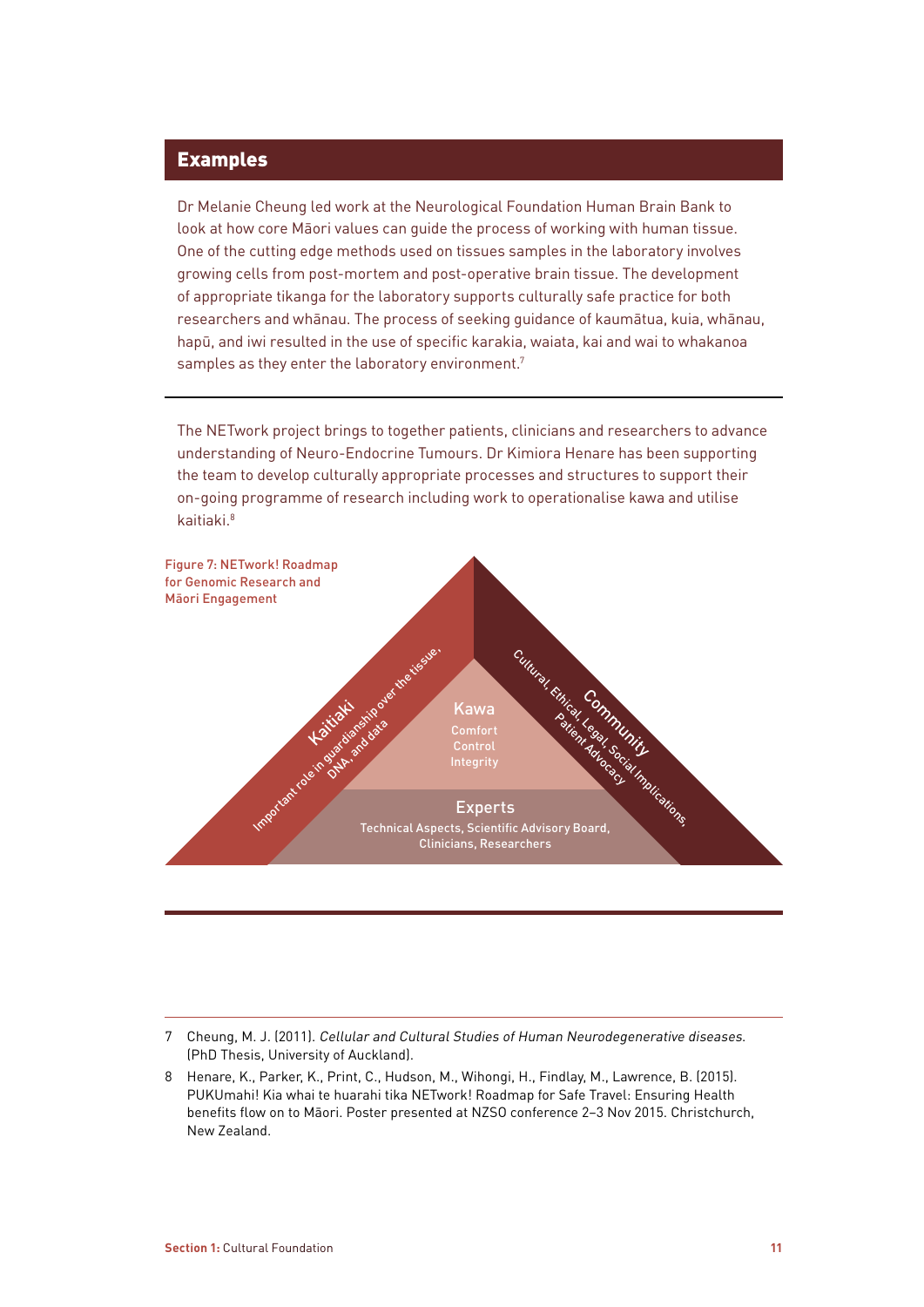## Examples

Dr Melanie Cheung led work at the Neurological Foundation Human Brain Bank to look at how core Māori values can guide the process of working with human tissue. One of the cutting edge methods used on tissues samples in the laboratory involves growing cells from post-mortem and post-operative brain tissue. The development of appropriate tikanga for the laboratory supports culturally safe practice for both researchers and whānau. The process of seeking guidance of kaumātua, kuia, whānau, hapū, and iwi resulted in the use of specific karakia, waiata, kai and wai to whakanoa samples as they enter the laboratory environment.[7]

---

The NETwork project brings to together patients, clinicians and researchers to advance understanding of Neuro-Endocrine Tumours. Dr Kimiora Henare has been supporting the team to develop culturally appropriate processes and structures to support their on-going programme of research including work to operationalise kawa and utilise kaitiaki.[8]

Figure 7: NETwork! Roadmap for Genomic Research and Māori Engagement

Kaitiaki
Important role in guardianship over the tissue, DNA, and data

Kawa
Comfort
Control
Integrity

Community
Cultural, Ethical, Legal, Social Implications, Patient Advocacy

Experts
Technical Aspects, Scientific Advisory Board, Clinicians, Researchers

---

7 Cheung, M. J. (2011). *Cellular and Cultural Studies of Human Neurodegenerative diseases.* (PhD Thesis, University of Auckland).

8 Henare, K., Parker, K., Print, C., Hudson, M., Wihongi, H., Findlay, M., Lawrence, B. (2015). PUKUmahi! Kia whai te huarahi tika NETwork! Roadmap for Safe Travel: Ensuring Health benefits flow on to Māori. Poster presented at NZSO conference 2–3 Nov 2015. Christchurch, New Zealand.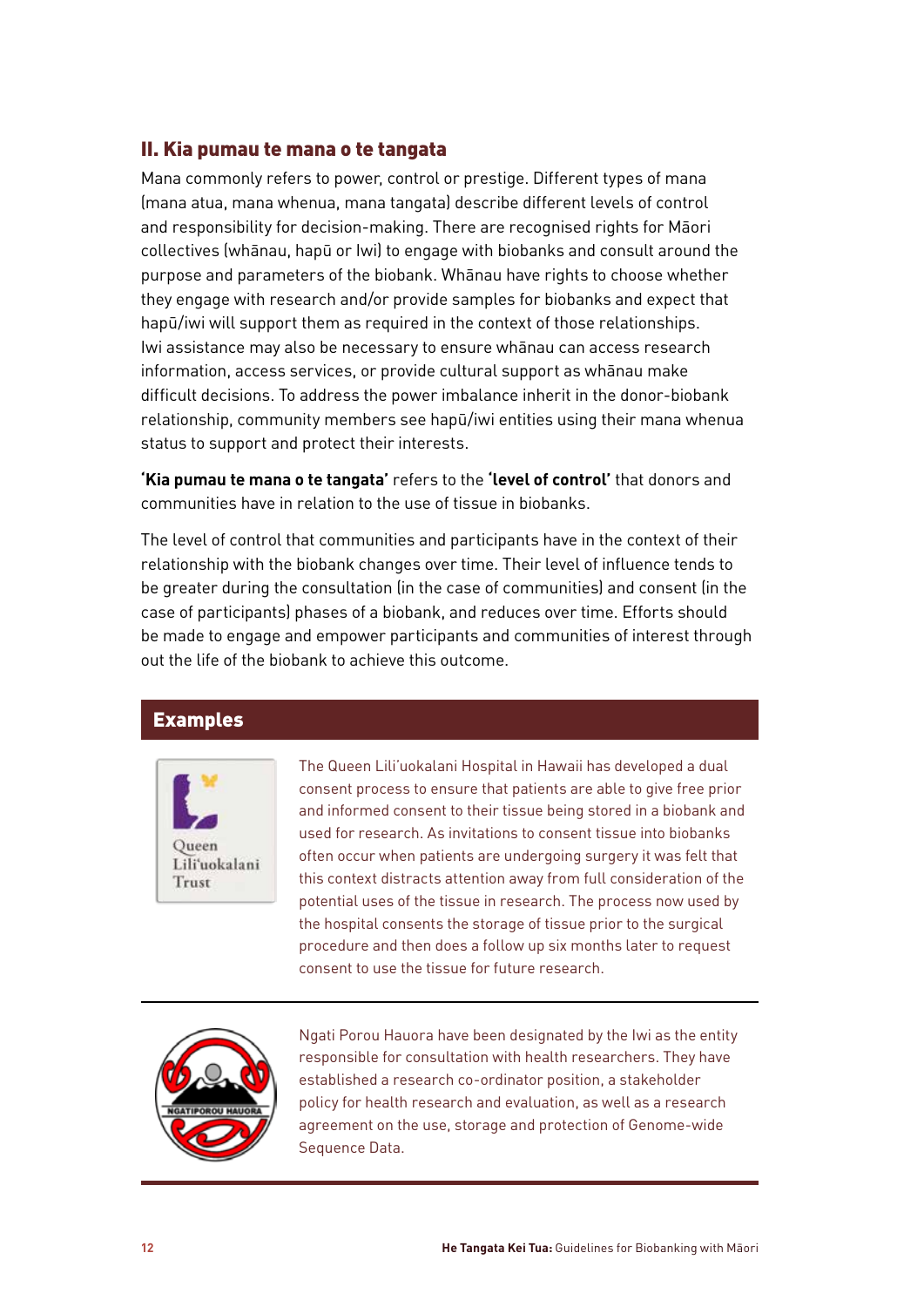## II. Kia pumau te mana o te tangata

Mana commonly refers to power, control or prestige. Different types of mana (mana atua, mana whenua, mana tangata) describe different levels of control and responsibility for decision-making. There are recognised rights for Māori collectives (whānau, hapū or Iwi) to engage with biobanks and consult around the purpose and parameters of the biobank. Whānau have rights to choose whether they engage with research and/or provide samples for biobanks and expect that hapū/iwi will support them as required in the context of those relationships. Iwi assistance may also be necessary to ensure whānau can access research information, access services, or provide cultural support as whānau make difficult decisions. To address the power imbalance inherit in the donor-biobank relationship, community members see hapū/iwi entities using their mana whenua status to support and protect their interests.

**'Kia pumau te mana o te tangata'** refers to the **'level of control'** that donors and communities have in relation to the use of tissue in biobanks.

The level of control that communities and participants have in the context of their relationship with the biobank changes over time. Their level of influence tends to be greater during the consultation (in the case of communities) and consent (in the case of participants) phases of a biobank, and reduces over time. Efforts should be made to engage and empower participants and communities of interest through out the life of the biobank to achieve this outcome.

### Examples

Queen Lili'uokalani Trust

The Queen Lili'uokalani Hospital in Hawaii has developed a dual consent process to ensure that patients are able to give free prior and informed consent to their tissue being stored in a biobank and used for research. As invitations to consent tissue into biobanks often occur when patients are undergoing surgery it was felt that this context distracts attention away from full consideration of the potential uses of the tissue in research. The process now used by the hospital consents the storage of tissue prior to the surgical procedure and then does a follow up six months later to request consent to use the tissue for future research.

---

NGATIPOROU HAUORA

Ngati Porou Hauora have been designated by the Iwi as the entity responsible for consultation with health researchers. They have established a research co-ordinator position, a stakeholder policy for health research and evaluation, as well as a research agreement on the use, storage and protection of Genome-wide Sequence Data.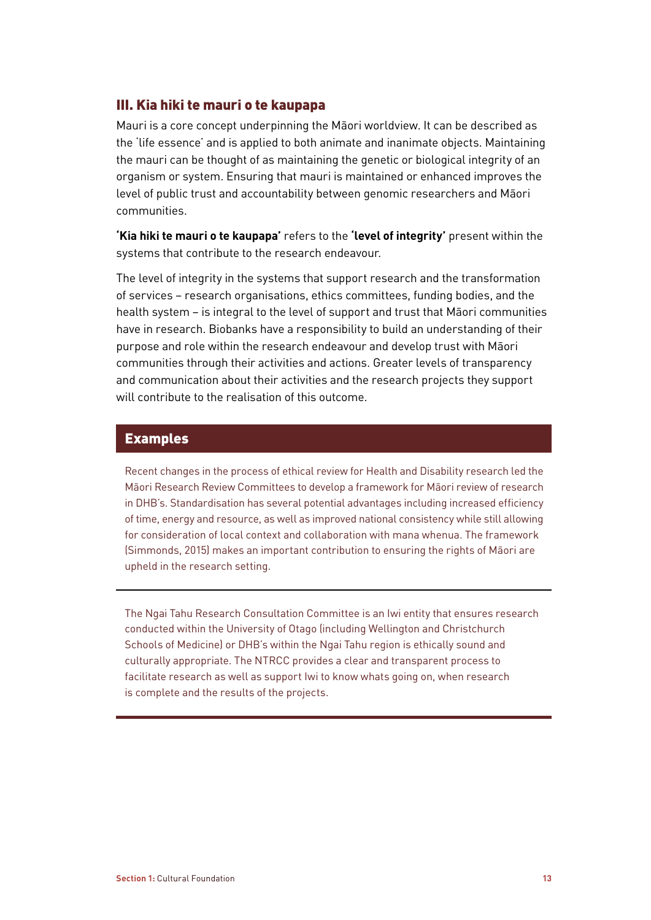### III. Kia hiki te mauri o te kaupapa

Mauri is a core concept underpinning the Māori worldview. It can be described as the 'life essence' and is applied to both animate and inanimate objects. Maintaining the mauri can be thought of as maintaining the genetic or biological integrity of an organism or system. Ensuring that mauri is maintained or enhanced improves the level of public trust and accountability between genomic researchers and Māori communities.

**'Kia hiki te mauri o te kaupapa'** refers to the **'level of integrity'** present within the systems that contribute to the research endeavour.

The level of integrity in the systems that support research and the transformation of services – research organisations, ethics committees, funding bodies, and the health system – is integral to the level of support and trust that Māori communities have in research. Biobanks have a responsibility to build an understanding of their purpose and role within the research endeavour and develop trust with Māori communities through their activities and actions. Greater levels of transparency and communication about their activities and the research projects they support will contribute to the realisation of this outcome.

#### Examples

Recent changes in the process of ethical review for Health and Disability research led the Māori Research Review Committees to develop a framework for Māori review of research in DHB's. Standardisation has several potential advantages including increased efficiency of time, energy and resource, as well as improved national consistency while still allowing for consideration of local context and collaboration with mana whenua. The framework (Simmonds, 2015) makes an important contribution to ensuring the rights of Māori are upheld in the research setting.

---

The Ngai Tahu Research Consultation Committee is an Iwi entity that ensures research conducted within the University of Otago (including Wellington and Christchurch Schools of Medicine) or DHB's within the Ngai Tahu region is ethically sound and culturally appropriate. The NTRCC provides a clear and transparent process to facilitate research as well as support Iwi to know whats going on, when research is complete and the results of the projects.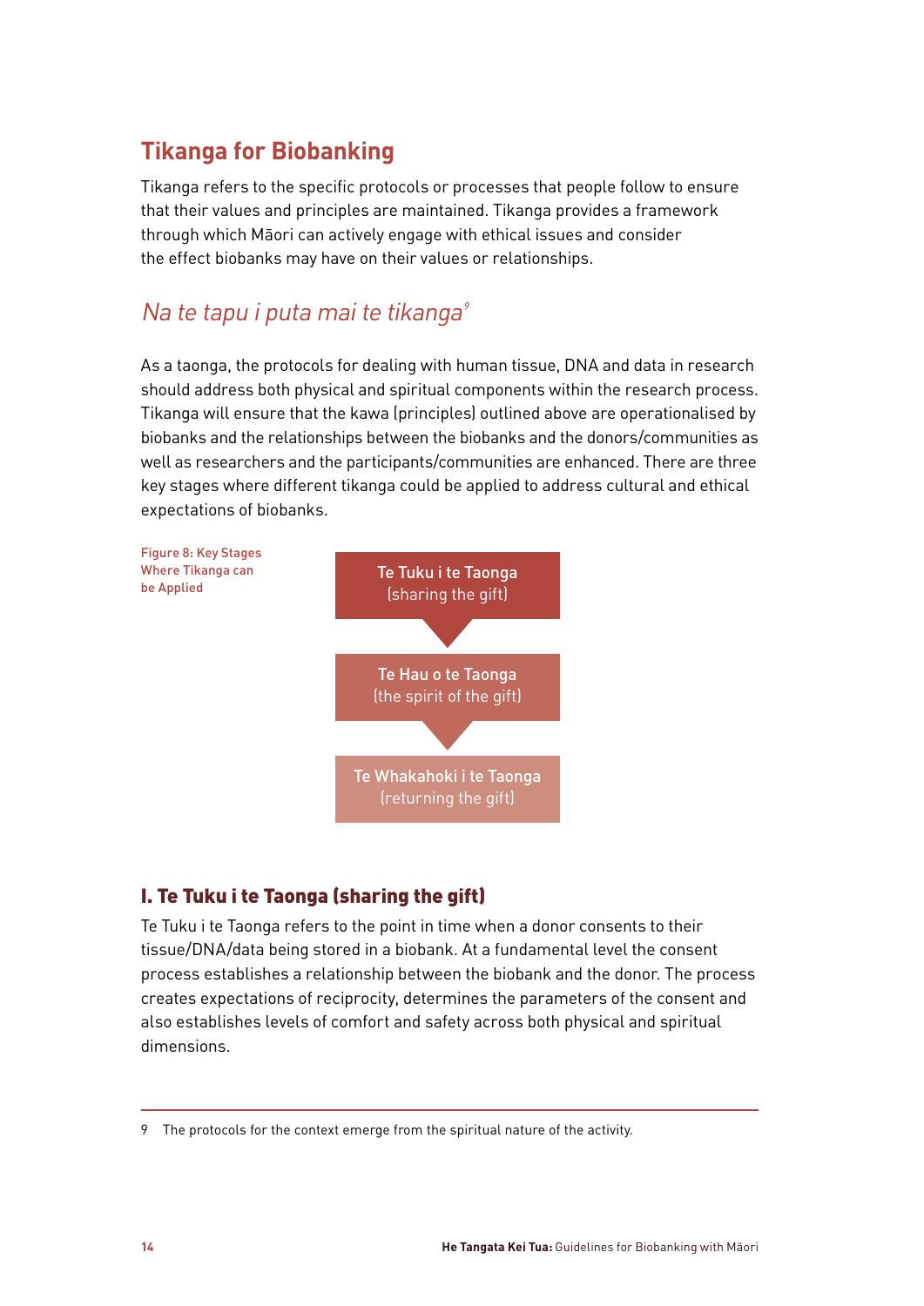## Tikanga for Biobanking

Tikanga refers to the specific protocols or processes that people follow to ensure that their values and principles are maintained. Tikanga provides a framework through which Māori can actively engage with ethical issues and consider the effect biobanks may have on their values or relationships.

### *Na te tapu i puta mai te tikanga*[9]

As a taonga, the protocols for dealing with human tissue, DNA and data in research should address both physical and spiritual components within the research process. Tikanga will ensure that the kawa (principles) outlined above are operationalised by biobanks and the relationships between the biobanks and the donors/communities as well as researchers and the participants/communities are enhanced. There are three key stages where different tikanga could be applied to address cultural and ethical expectations of biobanks.

Figure 8: Key Stages Where Tikanga can be Applied

**Te Tuku i te Taonga** (sharing the gift)

↓

**Te Hau o te Taonga** (the spirit of the gift)

↓

**Te Whakahoki i te Taonga** (returning the gift)

### I. Te Tuku i te Taonga (sharing the gift)

Te Tuku i te Taonga refers to the point in time when a donor consents to their tissue/DNA/data being stored in a biobank. At a fundamental level the consent process establishes a relationship between the biobank and the donor. The process creates expectations of reciprocity, determines the parameters of the consent and also establishes levels of comfort and safety across both physical and spiritual dimensions.

---

9 The protocols for the context emerge from the spiritual nature of the activity.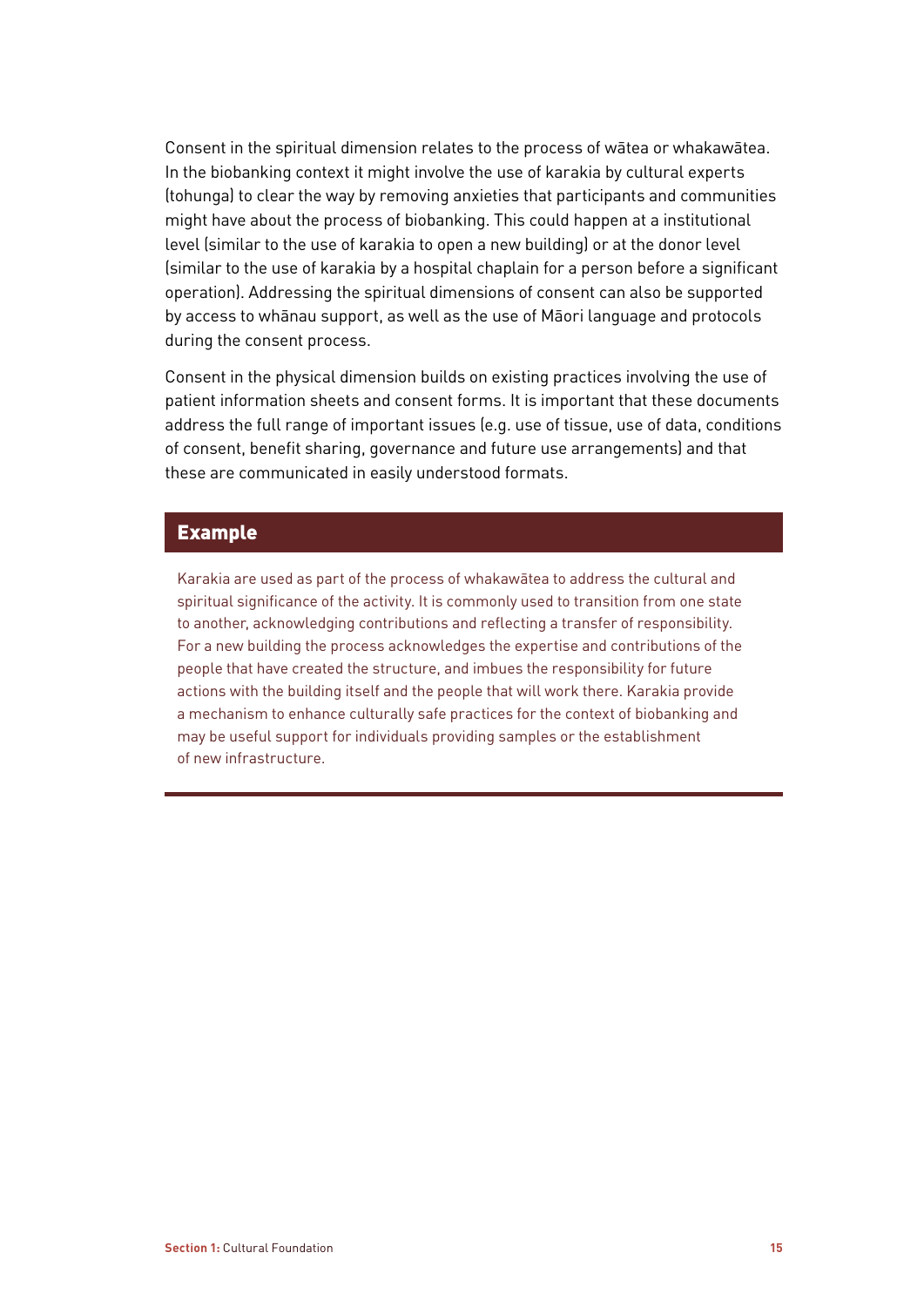Consent in the spiritual dimension relates to the process of wātea or whakawātea. In the biobanking context it might involve the use of karakia by cultural experts (tohunga) to clear the way by removing anxieties that participants and communities might have about the process of biobanking. This could happen at a institutional level (similar to the use of karakia to open a new building) or at the donor level (similar to the use of karakia by a hospital chaplain for a person before a significant operation). Addressing the spiritual dimensions of consent can also be supported by access to whānau support, as well as the use of Māori language and protocols during the consent process.

Consent in the physical dimension builds on existing practices involving the use of patient information sheets and consent forms. It is important that these documents address the full range of important issues (e.g. use of tissue, use of data, conditions of consent, benefit sharing, governance and future use arrangements) and that these are communicated in easily understood formats.

### Example

Karakia are used as part of the process of whakawātea to address the cultural and spiritual significance of the activity. It is commonly used to transition from one state to another, acknowledging contributions and reflecting a transfer of responsibility. For a new building the process acknowledges the expertise and contributions of the people that have created the structure, and imbues the responsibility for future actions with the building itself and the people that will work there. Karakia provide a mechanism to enhance culturally safe practices for the context of biobanking and may be useful support for individuals providing samples or the establishment of new infrastructure.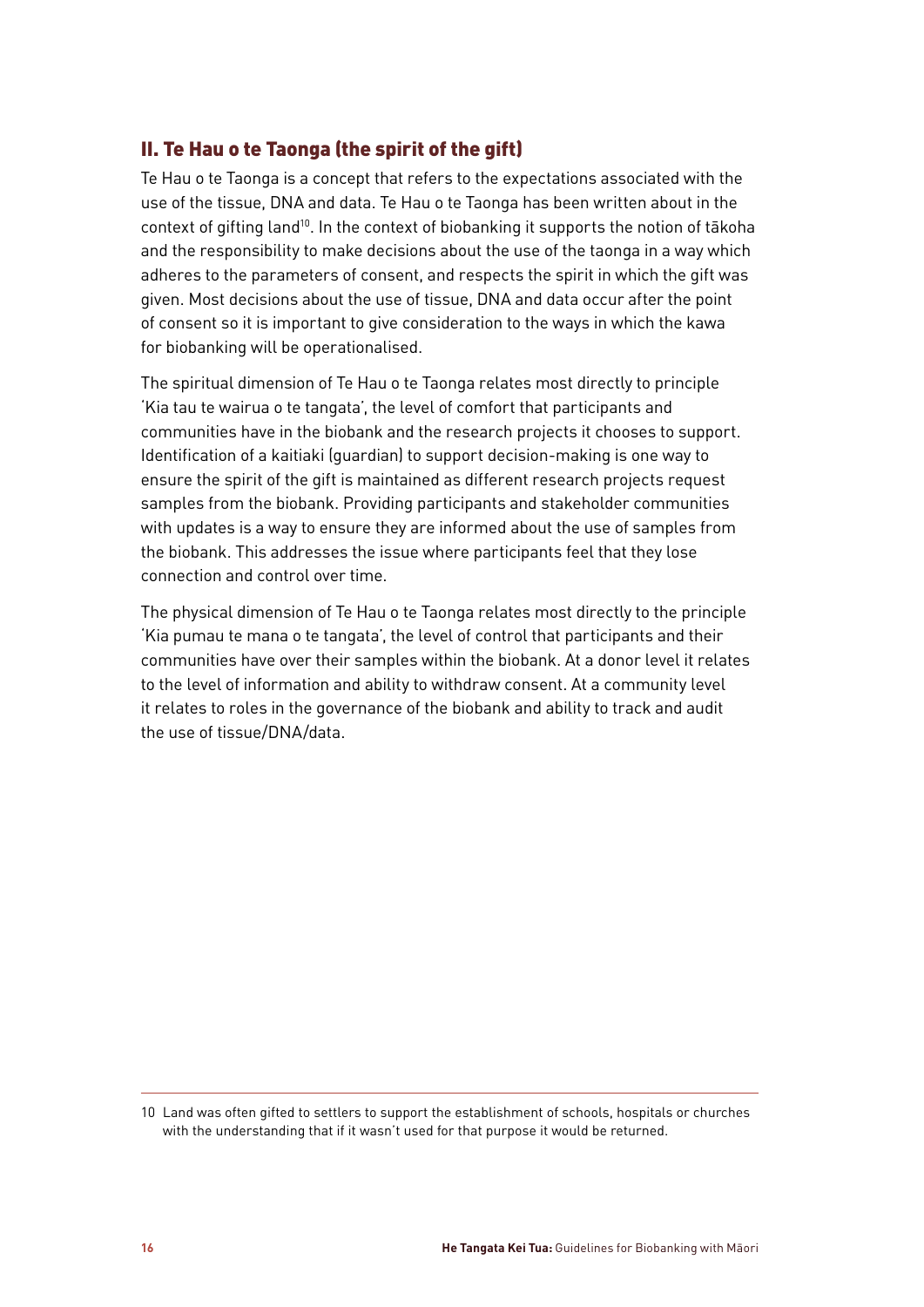## II. Te Hau o te Taonga (the spirit of the gift)

Te Hau o te Taonga is a concept that refers to the expectations associated with the use of the tissue, DNA and data. Te Hau o te Taonga has been written about in the context of gifting land[10]. In the context of biobanking it supports the notion of tākoha and the responsibility to make decisions about the use of the taonga in a way which adheres to the parameters of consent, and respects the spirit in which the gift was given. Most decisions about the use of tissue, DNA and data occur after the point of consent so it is important to give consideration to the ways in which the kawa for biobanking will be operationalised.

The spiritual dimension of Te Hau o te Taonga relates most directly to principle 'Kia tau te wairua o te tangata', the level of comfort that participants and communities have in the biobank and the research projects it chooses to support. Identification of a kaitiaki (guardian) to support decision-making is one way to ensure the spirit of the gift is maintained as different research projects request samples from the biobank. Providing participants and stakeholder communities with updates is a way to ensure they are informed about the use of samples from the biobank. This addresses the issue where participants feel that they lose connection and control over time.

The physical dimension of Te Hau o te Taonga relates most directly to the principle 'Kia pumau te mana o te tangata', the level of control that participants and their communities have over their samples within the biobank. At a donor level it relates to the level of information and ability to withdraw consent. At a community level it relates to roles in the governance of the biobank and ability to track and audit the use of tissue/DNA/data.

---

10 Land was often gifted to settlers to support the establishment of schools, hospitals or churches with the understanding that if it wasn't used for that purpose it would be returned.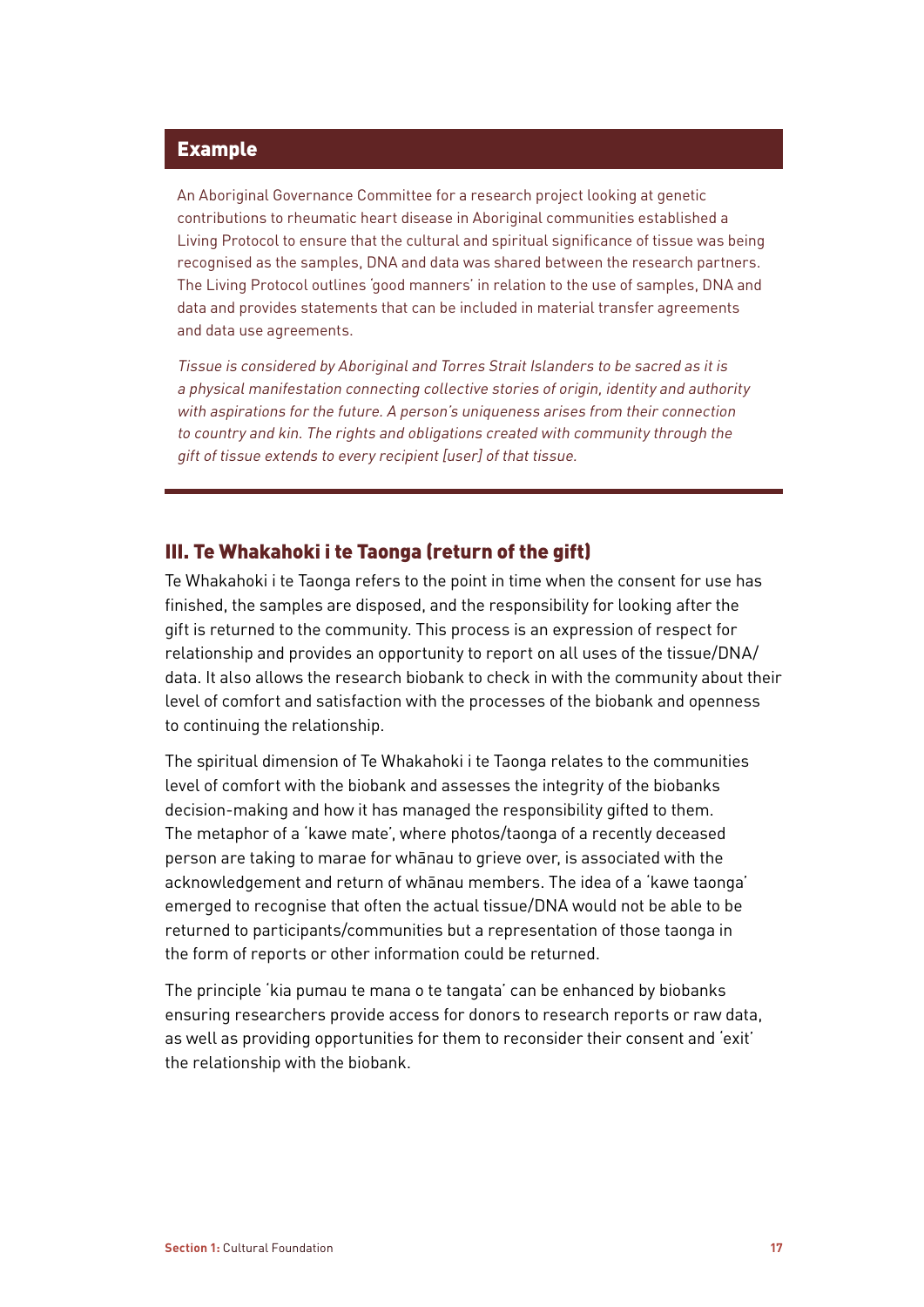## Example

An Aboriginal Governance Committee for a research project looking at genetic contributions to rheumatic heart disease in Aboriginal communities established a Living Protocol to ensure that the cultural and spiritual significance of tissue was being recognised as the samples, DNA and data was shared between the research partners. The Living Protocol outlines 'good manners' in relation to the use of samples, DNA and data and provides statements that can be included in material transfer agreements and data use agreements.

*Tissue is considered by Aboriginal and Torres Strait Islanders to be sacred as it is a physical manifestation connecting collective stories of origin, identity and authority with aspirations for the future. A person's uniqueness arises from their connection to country and kin. The rights and obligations created with community through the gift of tissue extends to every recipient [user] of that tissue.*

### III. Te Whakahoki i te Taonga (return of the gift)

Te Whakahoki i te Taonga refers to the point in time when the consent for use has finished, the samples are disposed, and the responsibility for looking after the gift is returned to the community. This process is an expression of respect for relationship and provides an opportunity to report on all uses of the tissue/DNA/data. It also allows the research biobank to check in with the community about their level of comfort and satisfaction with the processes of the biobank and openness to continuing the relationship.

The spiritual dimension of Te Whakahoki i te Taonga relates to the communities level of comfort with the biobank and assesses the integrity of the biobanks decision-making and how it has managed the responsibility gifted to them. The metaphor of a 'kawe mate', where photos/taonga of a recently deceased person are taking to marae for whānau to grieve over, is associated with the acknowledgement and return of whānau members. The idea of a 'kawe taonga' emerged to recognise that often the actual tissue/DNA would not be able to be returned to participants/communities but a representation of those taonga in the form of reports or other information could be returned.

The principle 'kia pumau te mana o te tangata' can be enhanced by biobanks ensuring researchers provide access for donors to research reports or raw data, as well as providing opportunities for them to reconsider their consent and 'exit' the relationship with the biobank.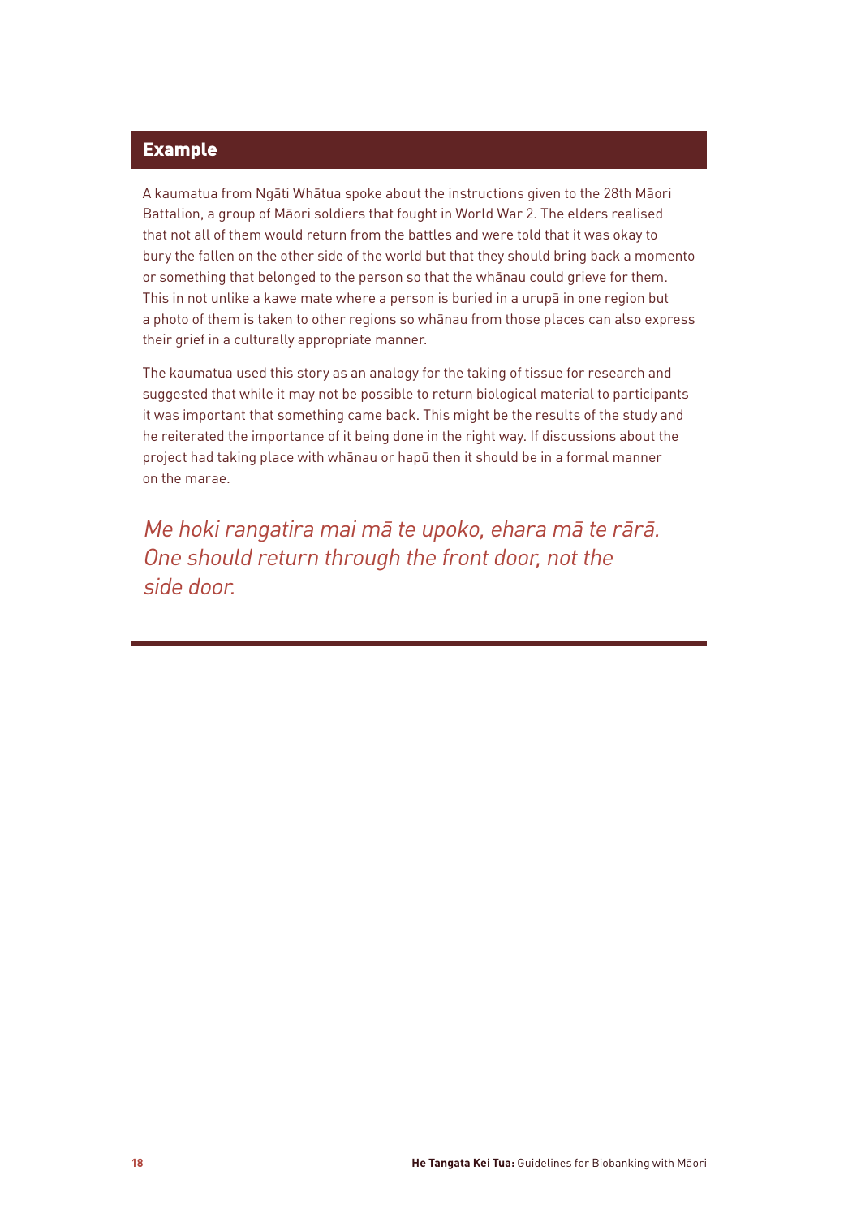## Example

A kaumatua from Ngāti Whātua spoke about the instructions given to the 28th Māori Battalion, a group of Māori soldiers that fought in World War 2. The elders realised that not all of them would return from the battles and were told that it was okay to bury the fallen on the other side of the world but that they should bring back a momento or something that belonged to the person so that the whānau could grieve for them. This in not unlike a kawe mate where a person is buried in a urupā in one region but a photo of them is taken to other regions so whānau from those places can also express their grief in a culturally appropriate manner.

The kaumatua used this story as an analogy for the taking of tissue for research and suggested that while it may not be possible to return biological material to participants it was important that something came back. This might be the results of the study and he reiterated the importance of it being done in the right way. If discussions about the project had taking place with whānau or hapū then it should be in a formal manner on the marae.

*Me hoki rangatira mai mā te upoko, ehara mā te rārā.*
*One should return through the front door, not the side door.*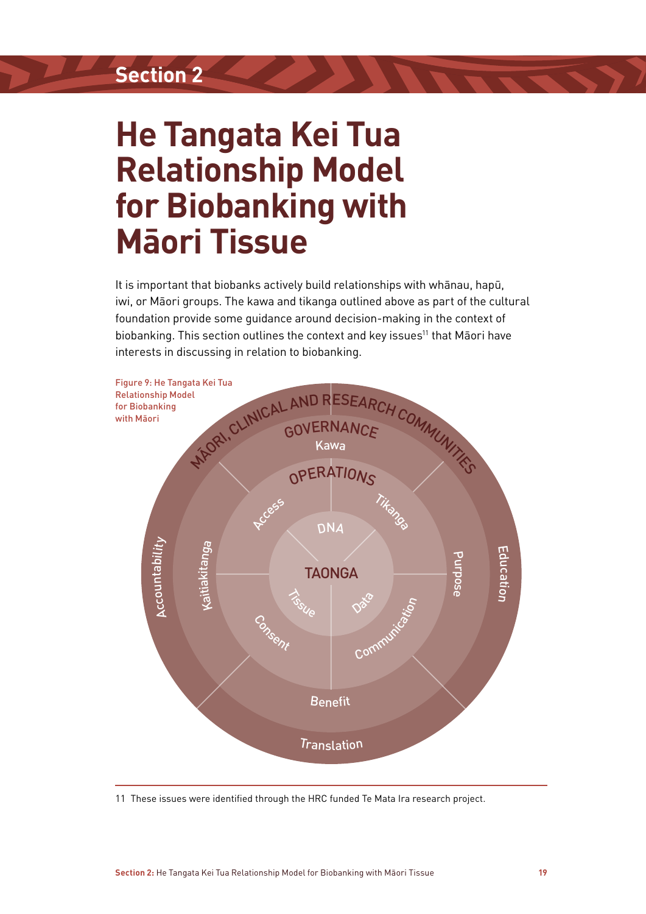# He Tangata Kei Tua Relationship Model for Biobanking with Māori Tissue

It is important that biobanks actively build relationships with whānau, hapū, iwi, or Māori groups. The kawa and tikanga outlined above as part of the cultural foundation provide some guidance around decision-making in the context of biobanking. This section outlines the context and key issues[11] that Māori have interests in discussing in relation to biobanking.

Figure 9: He Tangata Kei Tua Relationship Model for Biobanking with Māori

MĀORI, CLINICAL AND RESEARCH COMMUNITIES

GOVERNANCE

Kawa

OPERATIONS

Access

Tikanga

DNA

TAONGA

Tissue

Data

Consent

Communication

Accountability

Kaitiakitanga

Purpose

Education

Benefit

Translation

---

11 These issues were identified through the HRC funded Te Mata Ira research project.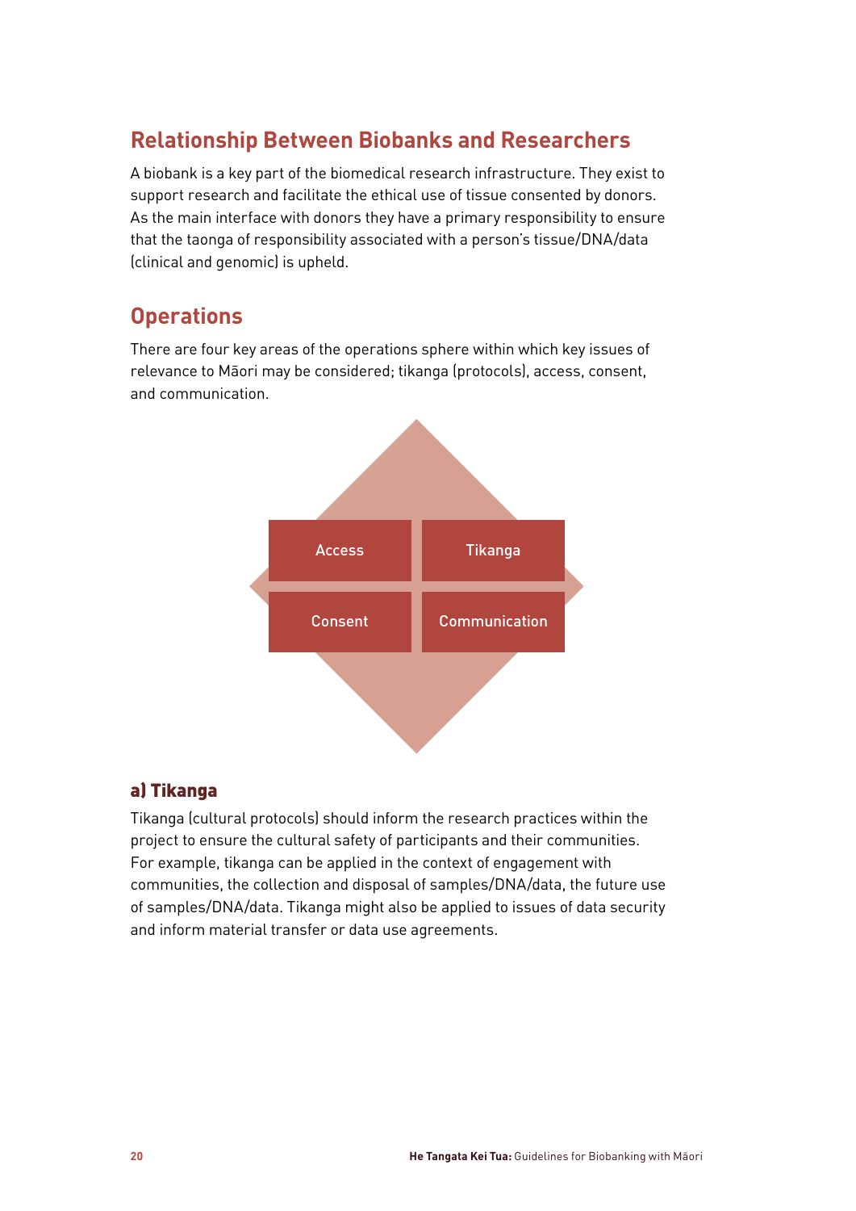## Relationship Between Biobanks and Researchers

A biobank is a key part of the biomedical research infrastructure. They exist to support research and facilitate the ethical use of tissue consented by donors. As the main interface with donors they have a primary responsibility to ensure that the taonga of responsibility associated with a person's tissue/DNA/data (clinical and genomic) is upheld.

## Operations

There are four key areas of the operations sphere within which key issues of relevance to Māori may be considered; tikanga (protocols), access, consent, and communication.

| Access | Tikanga |
| --- | --- |
| Consent | Communication |

### a) Tikanga

Tikanga (cultural protocols) should inform the research practices within the project to ensure the cultural safety of participants and their communities. For example, tikanga can be applied in the context of engagement with communities, the collection and disposal of samples/DNA/data, the future use of samples/DNA/data. Tikanga might also be applied to issues of data security and inform material transfer or data use agreements.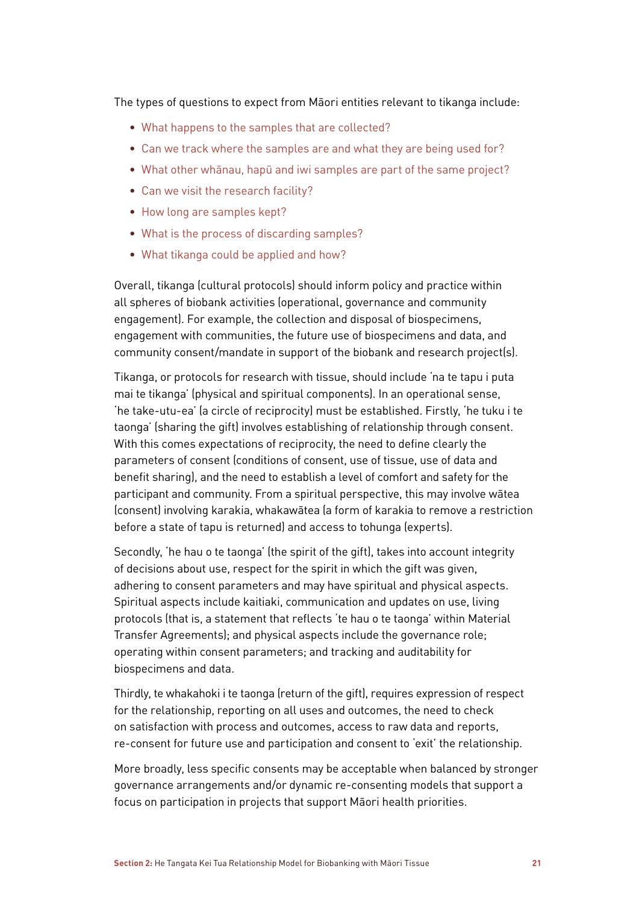The types of questions to expect from Māori entities relevant to tikanga include:

- What happens to the samples that are collected?
- Can we track where the samples are and what they are being used for?
- What other whānau, hapū and iwi samples are part of the same project?
- Can we visit the research facility?
- How long are samples kept?
- What is the process of discarding samples?
- What tikanga could be applied and how?

Overall, tikanga (cultural protocols) should inform policy and practice within all spheres of biobank activities (operational, governance and community engagement). For example, the collection and disposal of biospecimens, engagement with communities, the future use of biospecimens and data, and community consent/mandate in support of the biobank and research project(s).

Tikanga, or protocols for research with tissue, should include 'na te tapu i puta mai te tikanga' (physical and spiritual components). In an operational sense, 'he take-utu-ea' (a circle of reciprocity) must be established. Firstly, 'he tuku i te taonga' (sharing the gift) involves establishing of relationship through consent. With this comes expectations of reciprocity, the need to define clearly the parameters of consent (conditions of consent, use of tissue, use of data and benefit sharing), and the need to establish a level of comfort and safety for the participant and community. From a spiritual perspective, this may involve wātea (consent) involving karakia, whakawātea (a form of karakia to remove a restriction before a state of tapu is returned) and access to tohunga (experts).

Secondly, 'he hau o te taonga' (the spirit of the gift), takes into account integrity of decisions about use, respect for the spirit in which the gift was given, adhering to consent parameters and may have spiritual and physical aspects. Spiritual aspects include kaitiaki, communication and updates on use, living protocols (that is, a statement that reflects 'te hau o te taonga' within Material Transfer Agreements); and physical aspects include the governance role; operating within consent parameters; and tracking and auditability for biospecimens and data.

Thirdly, te whakahoki i te taonga (return of the gift), requires expression of respect for the relationship, reporting on all uses and outcomes, the need to check on satisfaction with process and outcomes, access to raw data and reports, re-consent for future use and participation and consent to 'exit' the relationship.

More broadly, less specific consents may be acceptable when balanced by stronger governance arrangements and/or dynamic re-consenting models that support a focus on participation in projects that support Māori health priorities.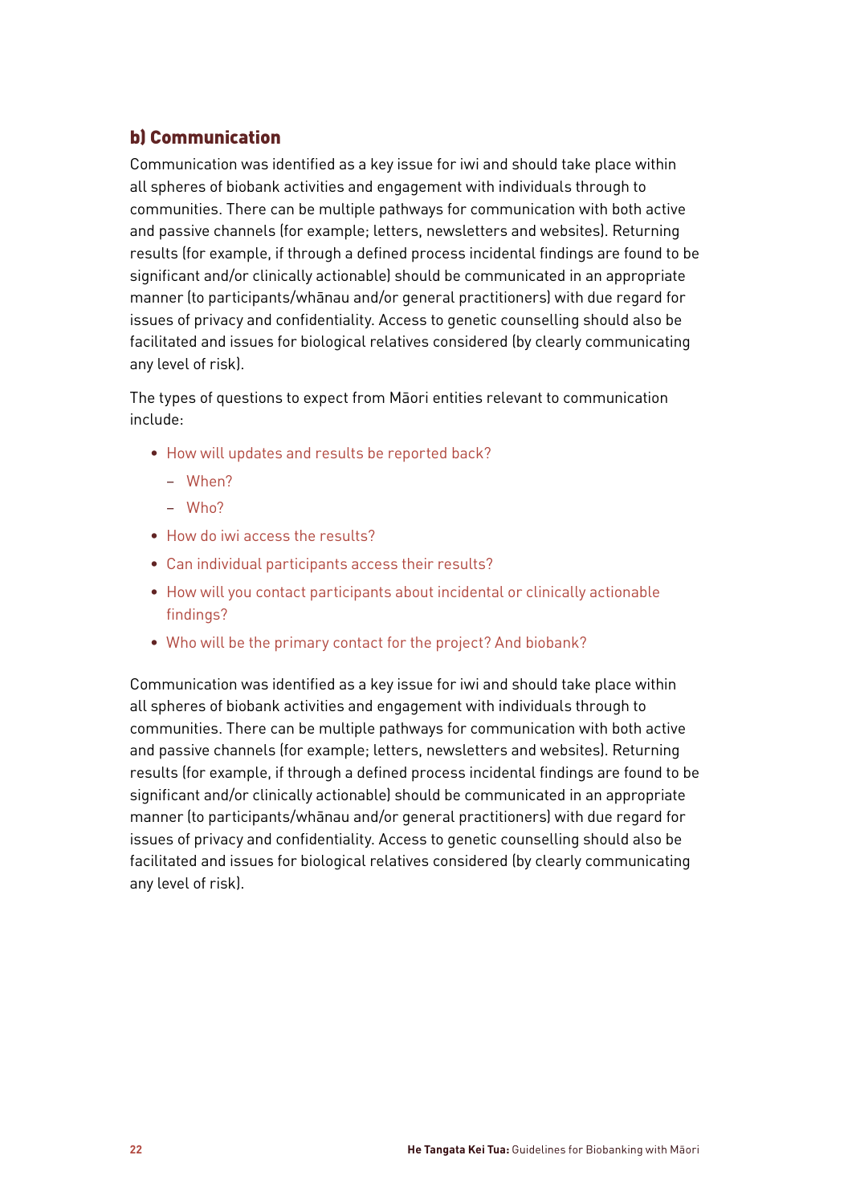### b) Communication

Communication was identified as a key issue for iwi and should take place within all spheres of biobank activities and engagement with individuals through to communities. There can be multiple pathways for communication with both active and passive channels (for example; letters, newsletters and websites). Returning results (for example, if through a defined process incidental findings are found to be significant and/or clinically actionable) should be communicated in an appropriate manner (to participants/whānau and/or general practitioners) with due regard for issues of privacy and confidentiality. Access to genetic counselling should also be facilitated and issues for biological relatives considered (by clearly communicating any level of risk).

The types of questions to expect from Māori entities relevant to communication include:

- How will updates and results be reported back?
  - When?
  - Who?
- How do iwi access the results?
- Can individual participants access their results?
- How will you contact participants about incidental or clinically actionable findings?
- Who will be the primary contact for the project? And biobank?

Communication was identified as a key issue for iwi and should take place within all spheres of biobank activities and engagement with individuals through to communities. There can be multiple pathways for communication with both active and passive channels (for example; letters, newsletters and websites). Returning results (for example, if through a defined process incidental findings are found to be significant and/or clinically actionable) should be communicated in an appropriate manner (to participants/whānau and/or general practitioners) with due regard for issues of privacy and confidentiality. Access to genetic counselling should also be facilitated and issues for biological relatives considered (by clearly communicating any level of risk).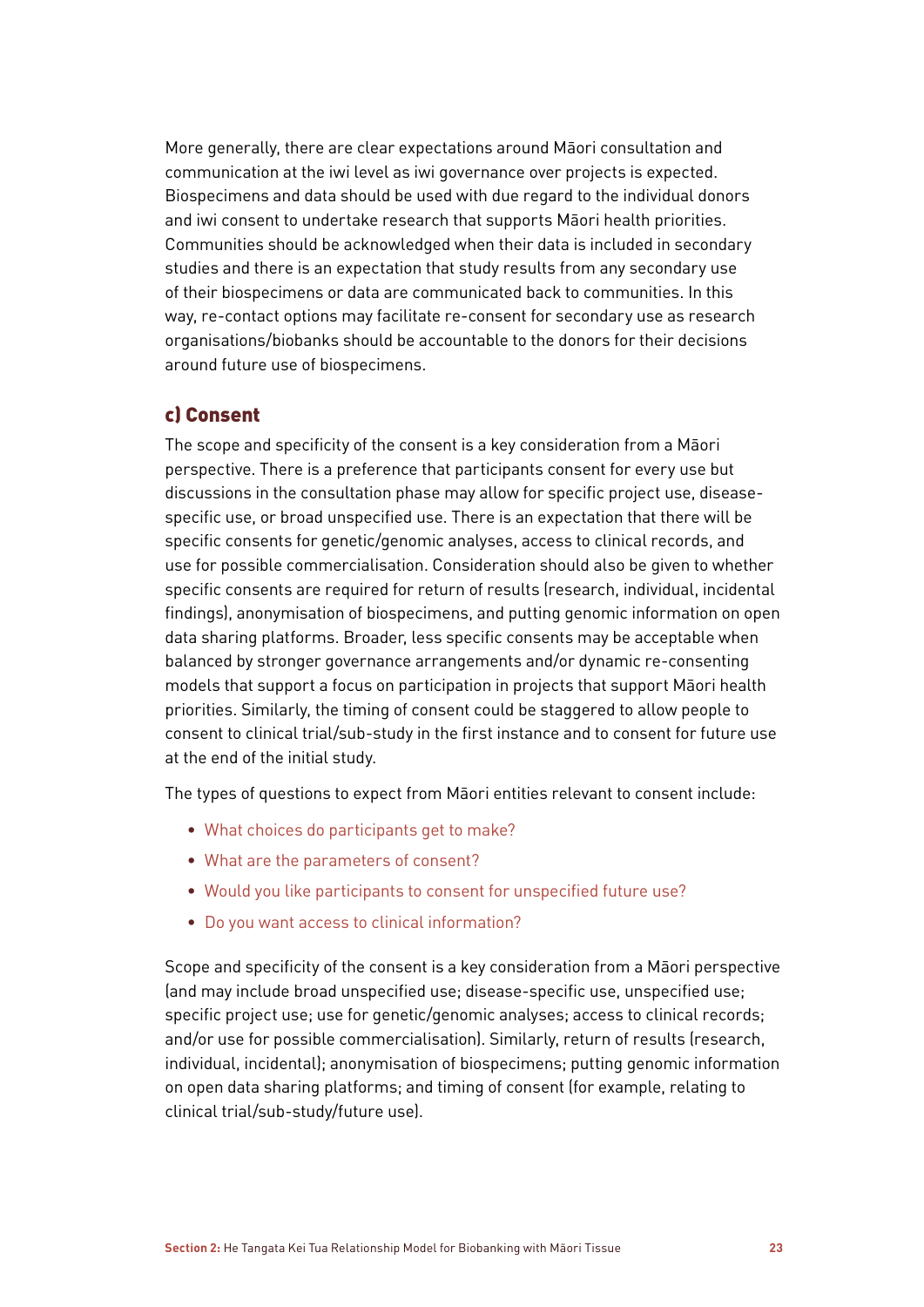More generally, there are clear expectations around Māori consultation and communication at the iwi level as iwi governance over projects is expected. Biospecimens and data should be used with due regard to the individual donors and iwi consent to undertake research that supports Māori health priorities. Communities should be acknowledged when their data is included in secondary studies and there is an expectation that study results from any secondary use of their biospecimens or data are communicated back to communities. In this way, re-contact options may facilitate re-consent for secondary use as research organisations/biobanks should be accountable to the donors for their decisions around future use of biospecimens.

### c) Consent

The scope and specificity of the consent is a key consideration from a Māori perspective. There is a preference that participants consent for every use but discussions in the consultation phase may allow for specific project use, disease-specific use, or broad unspecified use. There is an expectation that there will be specific consents for genetic/genomic analyses, access to clinical records, and use for possible commercialisation. Consideration should also be given to whether specific consents are required for return of results (research, individual, incidental findings), anonymisation of biospecimens, and putting genomic information on open data sharing platforms. Broader, less specific consents may be acceptable when balanced by stronger governance arrangements and/or dynamic re-consenting models that support a focus on participation in projects that support Māori health priorities. Similarly, the timing of consent could be staggered to allow people to consent to clinical trial/sub-study in the first instance and to consent for future use at the end of the initial study.

The types of questions to expect from Māori entities relevant to consent include:

- What choices do participants get to make?
- What are the parameters of consent?
- Would you like participants to consent for unspecified future use?
- Do you want access to clinical information?

Scope and specificity of the consent is a key consideration from a Māori perspective (and may include broad unspecified use; disease-specific use, unspecified use; specific project use; use for genetic/genomic analyses; access to clinical records; and/or use for possible commercialisation). Similarly, return of results (research, individual, incidental); anonymisation of biospecimens; putting genomic information on open data sharing platforms; and timing of consent (for example, relating to clinical trial/sub-study/future use).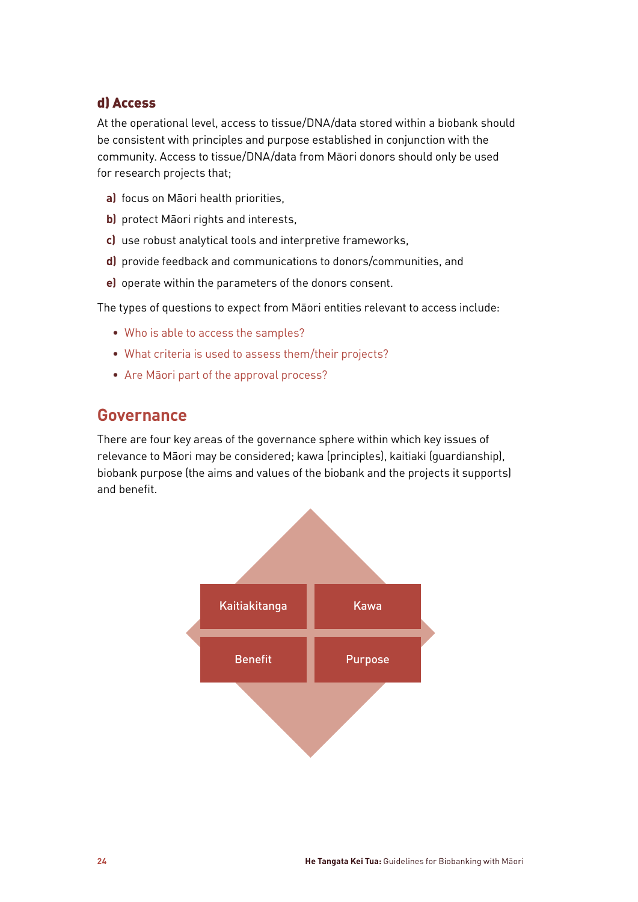### d) Access

At the operational level, access to tissue/DNA/data stored within a biobank should be consistent with principles and purpose established in conjunction with the community. Access to tissue/DNA/data from Māori donors should only be used for research projects that;

- **a)** focus on Māori health priorities,
- **b)** protect Māori rights and interests,
- **c)** use robust analytical tools and interpretive frameworks,
- **d)** provide feedback and communications to donors/communities, and
- **e)** operate within the parameters of the donors consent.

The types of questions to expect from Māori entities relevant to access include:

- Who is able to access the samples?
- What criteria is used to assess them/their projects?
- Are Māori part of the approval process?

## Governance

There are four key areas of the governance sphere within which key issues of relevance to Māori may be considered; kawa (principles), kaitiaki (guardianship), biobank purpose (the aims and values of the biobank and the projects it supports) and benefit.

| Kaitiakitanga | Kawa |
| --- | --- |
| Benefit | Purpose |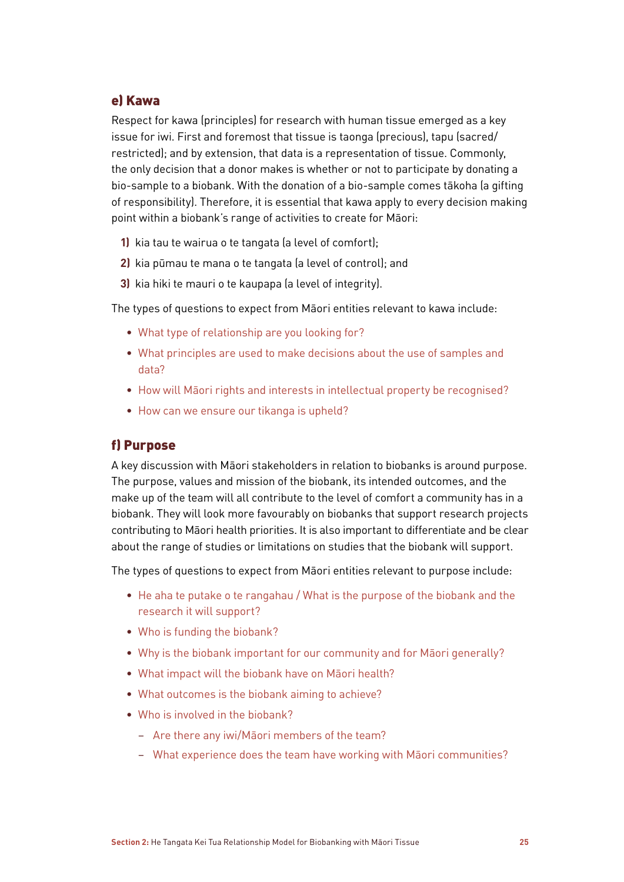### e) Kawa

Respect for kawa (principles) for research with human tissue emerged as a key issue for iwi. First and foremost that tissue is taonga (precious), tapu (sacred/restricted); and by extension, that data is a representation of tissue. Commonly, the only decision that a donor makes is whether or not to participate by donating a bio-sample to a biobank. With the donation of a bio-sample comes tākoha (a gifting of responsibility). Therefore, it is essential that kawa apply to every decision making point within a biobank's range of activities to create for Māori:

1) kia tau te wairua o te tangata (a level of comfort);
2) kia pūmau te mana o te tangata (a level of control); and
3) kia hiki te mauri o te kaupapa (a level of integrity).

The types of questions to expect from Māori entities relevant to kawa include:

- What type of relationship are you looking for?
- What principles are used to make decisions about the use of samples and data?
- How will Māori rights and interests in intellectual property be recognised?
- How can we ensure our tikanga is upheld?

### f) Purpose

A key discussion with Māori stakeholders in relation to biobanks is around purpose. The purpose, values and mission of the biobank, its intended outcomes, and the make up of the team will all contribute to the level of comfort a community has in a biobank. They will look more favourably on biobanks that support research projects contributing to Māori health priorities. It is also important to differentiate and be clear about the range of studies or limitations on studies that the biobank will support.

The types of questions to expect from Māori entities relevant to purpose include:

- He aha te putake o te rangahau / What is the purpose of the biobank and the research it will support?
- Who is funding the biobank?
- Why is the biobank important for our community and for Māori generally?
- What impact will the biobank have on Māori health?
- What outcomes is the biobank aiming to achieve?
- Who is involved in the biobank?
  - Are there any iwi/Māori members of the team?
  - What experience does the team have working with Māori communities?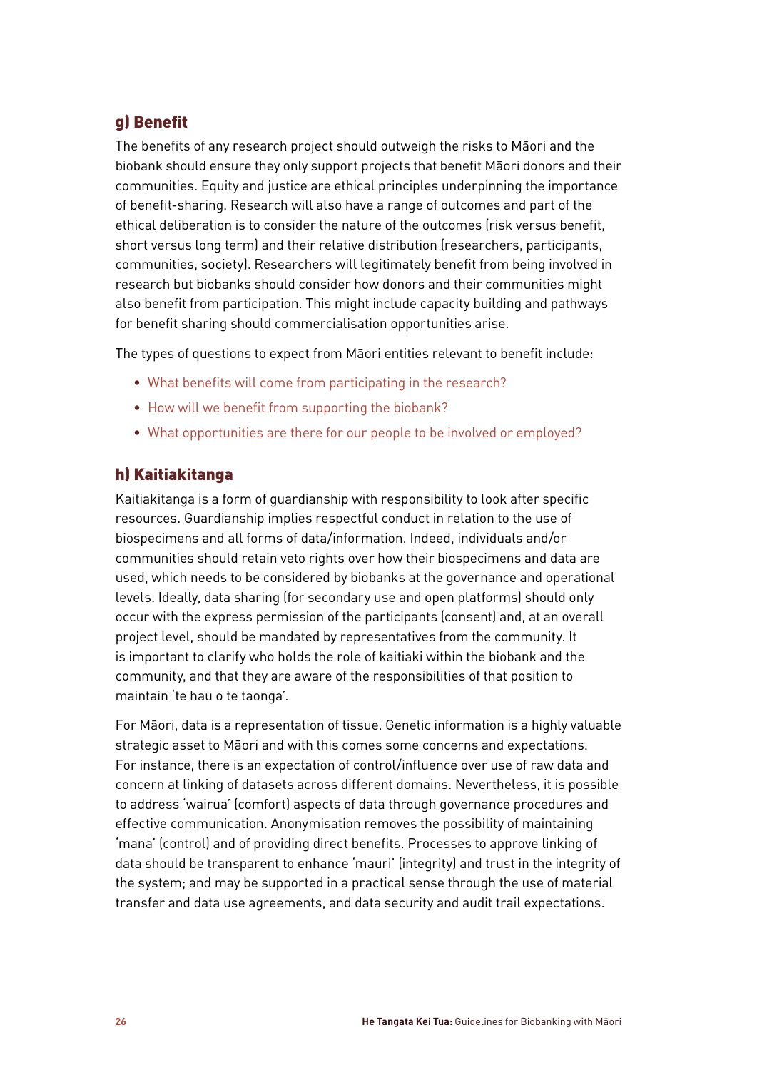### g) Benefit

The benefits of any research project should outweigh the risks to Māori and the biobank should ensure they only support projects that benefit Māori donors and their communities. Equity and justice are ethical principles underpinning the importance of benefit-sharing. Research will also have a range of outcomes and part of the ethical deliberation is to consider the nature of the outcomes (risk versus benefit, short versus long term) and their relative distribution (researchers, participants, communities, society). Researchers will legitimately benefit from being involved in research but biobanks should consider how donors and their communities might also benefit from participation. This might include capacity building and pathways for benefit sharing should commercialisation opportunities arise.

The types of questions to expect from Māori entities relevant to benefit include:

- What benefits will come from participating in the research?
- How will we benefit from supporting the biobank?
- What opportunities are there for our people to be involved or employed?

### h) Kaitiakitanga

Kaitiakitanga is a form of guardianship with responsibility to look after specific resources. Guardianship implies respectful conduct in relation to the use of biospecimens and all forms of data/information. Indeed, individuals and/or communities should retain veto rights over how their biospecimens and data are used, which needs to be considered by biobanks at the governance and operational levels. Ideally, data sharing (for secondary use and open platforms) should only occur with the express permission of the participants (consent) and, at an overall project level, should be mandated by representatives from the community. It is important to clarify who holds the role of kaitiaki within the biobank and the community, and that they are aware of the responsibilities of that position to maintain 'te hau o te taonga'.

For Māori, data is a representation of tissue. Genetic information is a highly valuable strategic asset to Māori and with this comes some concerns and expectations. For instance, there is an expectation of control/influence over use of raw data and concern at linking of datasets across different domains. Nevertheless, it is possible to address 'wairua' (comfort) aspects of data through governance procedures and effective communication. Anonymisation removes the possibility of maintaining 'mana' (control) and of providing direct benefits. Processes to approve linking of data should be transparent to enhance 'mauri' (integrity) and trust in the integrity of the system; and may be supported in a practical sense through the use of material transfer and data use agreements, and data security and audit trail expectations.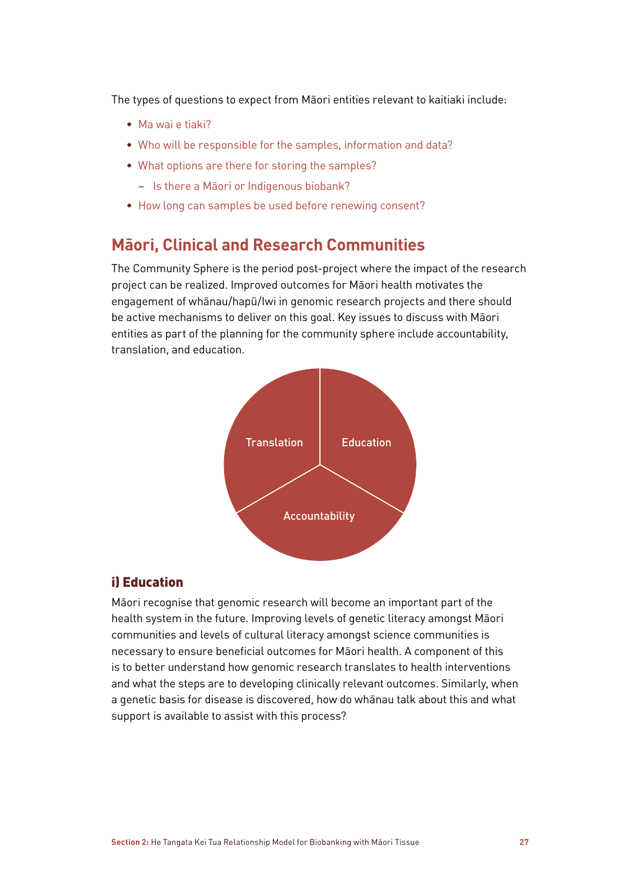The types of questions to expect from Māori entities relevant to kaitiaki include:

- Ma wai e tiaki?
- Who will be responsible for the samples, information and data?
- What options are there for storing the samples?
  - Is there a Māori or Indigenous biobank?
- How long can samples be used before renewing consent?

## Māori, Clinical and Research Communities

The Community Sphere is the period post-project where the impact of the research project can be realized. Improved outcomes for Māori health motivates the engagement of whānau/hapū/Iwi in genomic research projects and there should be active mechanisms to deliver on this goal. Key issues to discuss with Māori entities as part of the planning for the community sphere include accountability, translation, and education.

Translation

Education

Accountability

### i) Education

Māori recognise that genomic research will become an important part of the health system in the future. Improving levels of genetic literacy amongst Māori communities and levels of cultural literacy amongst science communities is necessary to ensure beneficial outcomes for Māori health. A component of this is to better understand how genomic research translates to health interventions and what the steps are to developing clinically relevant outcomes. Similarly, when a genetic basis for disease is discovered, how do whānau talk about this and what support is available to assist with this process?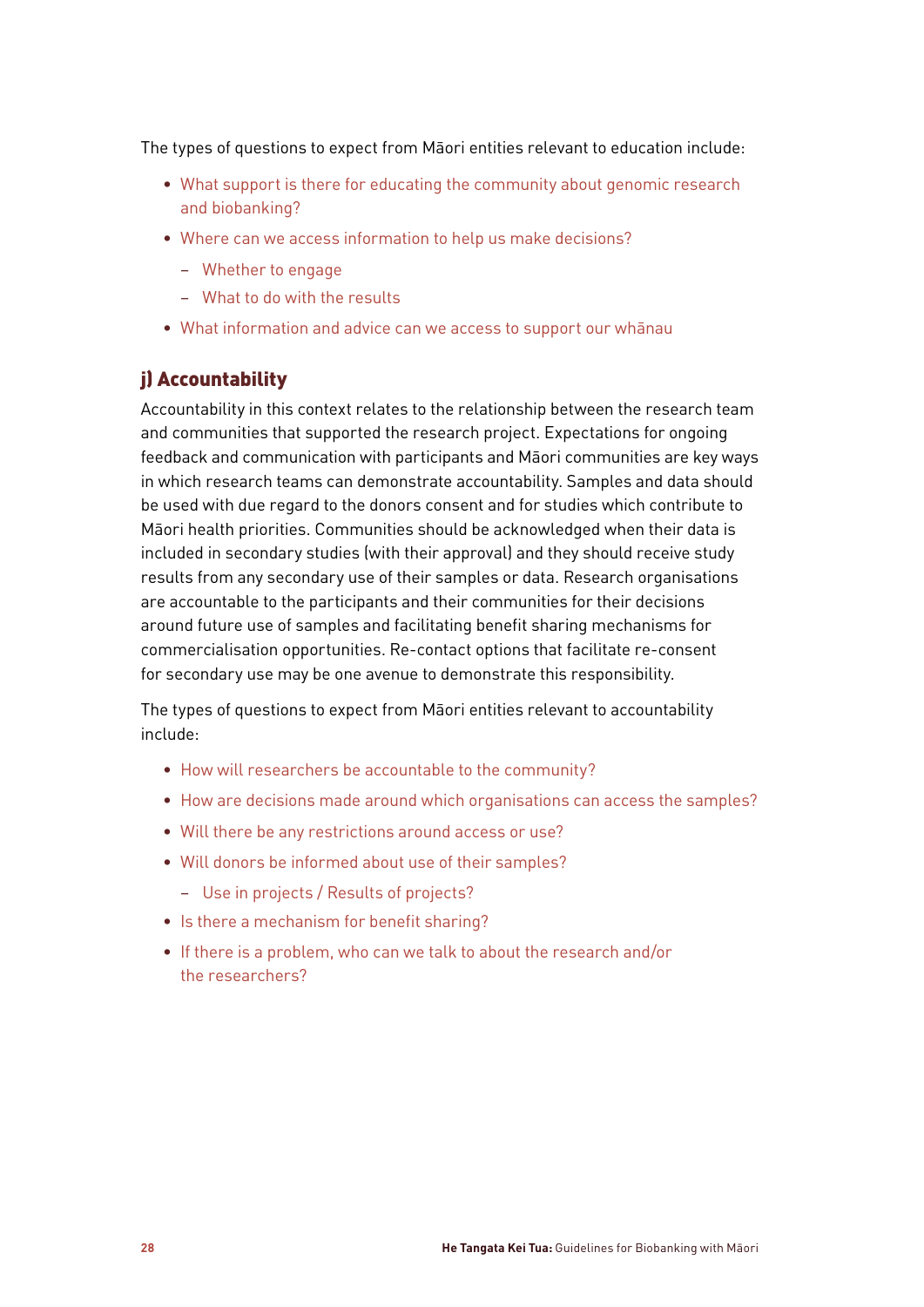The types of questions to expect from Māori entities relevant to education include:

- What support is there for educating the community about genomic research and biobanking?
- Where can we access information to help us make decisions?
  - Whether to engage
  - What to do with the results
- What information and advice can we access to support our whānau

### j) Accountability

Accountability in this context relates to the relationship between the research team and communities that supported the research project. Expectations for ongoing feedback and communication with participants and Māori communities are key ways in which research teams can demonstrate accountability. Samples and data should be used with due regard to the donors consent and for studies which contribute to Māori health priorities. Communities should be acknowledged when their data is included in secondary studies (with their approval) and they should receive study results from any secondary use of their samples or data. Research organisations are accountable to the participants and their communities for their decisions around future use of samples and facilitating benefit sharing mechanisms for commercialisation opportunities. Re-contact options that facilitate re-consent for secondary use may be one avenue to demonstrate this responsibility.

The types of questions to expect from Māori entities relevant to accountability include:

- How will researchers be accountable to the community?
- How are decisions made around which organisations can access the samples?
- Will there be any restrictions around access or use?
- Will donors be informed about use of their samples?
  - Use in projects / Results of projects?
- Is there a mechanism for benefit sharing?
- If there is a problem, who can we talk to about the research and/or the researchers?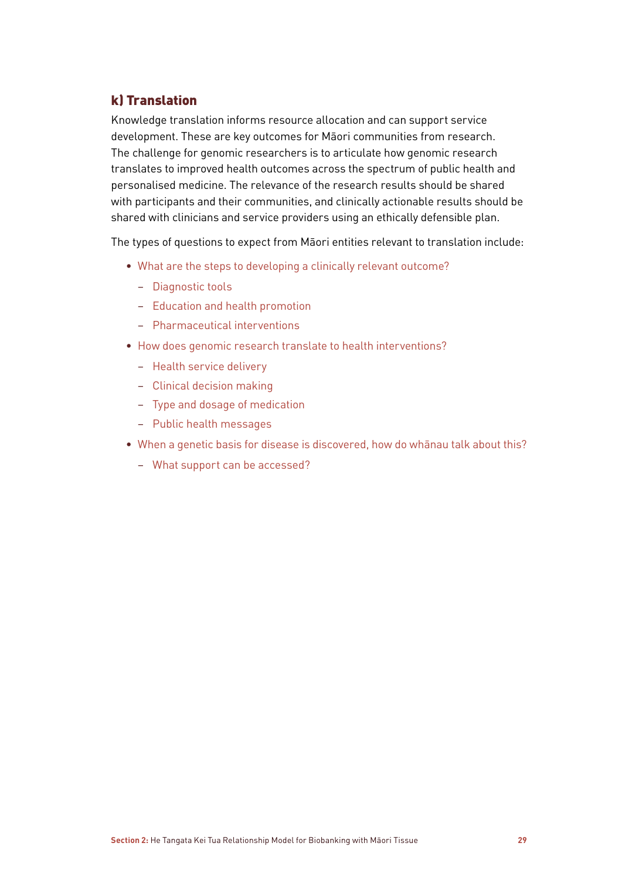### k) Translation

Knowledge translation informs resource allocation and can support service development. These are key outcomes for Māori communities from research. The challenge for genomic researchers is to articulate how genomic research translates to improved health outcomes across the spectrum of public health and personalised medicine. The relevance of the research results should be shared with participants and their communities, and clinically actionable results should be shared with clinicians and service providers using an ethically defensible plan.

The types of questions to expect from Māori entities relevant to translation include:

- What are the steps to developing a clinically relevant outcome?
  - Diagnostic tools
  - Education and health promotion
  - Pharmaceutical interventions
- How does genomic research translate to health interventions?
  - Health service delivery
  - Clinical decision making
  - Type and dosage of medication
  - Public health messages
- When a genetic basis for disease is discovered, how do whānau talk about this?
  - What support can be accessed?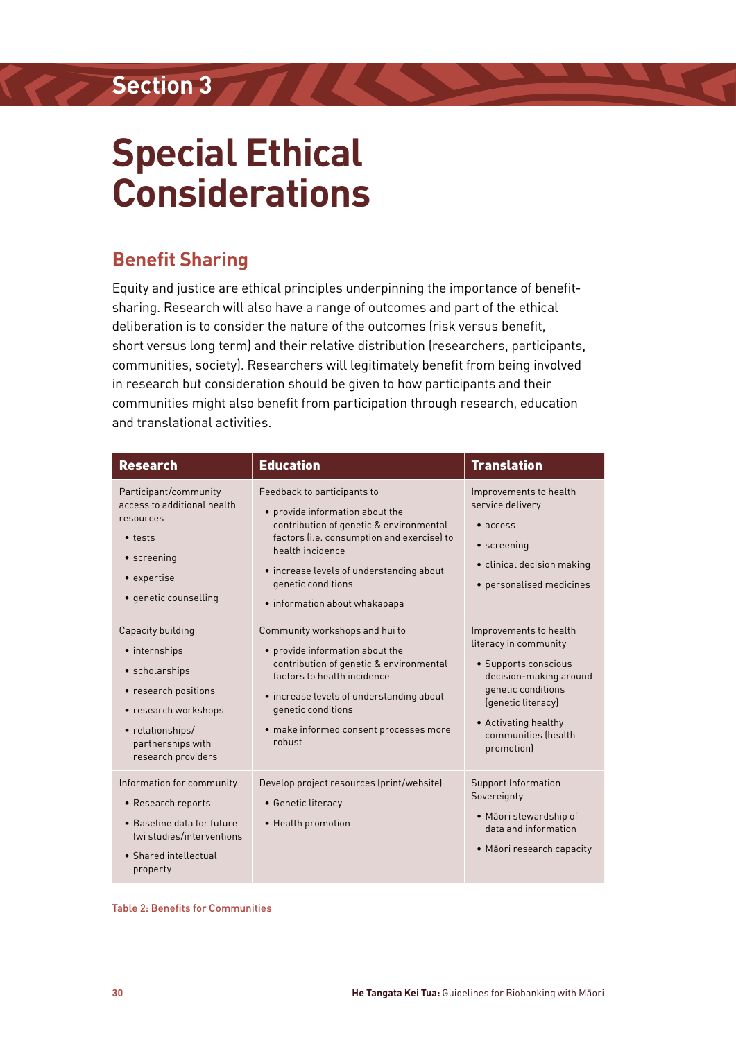# Section 3

# Special Ethical Considerations

## Benefit Sharing

Equity and justice are ethical principles underpinning the importance of benefit-sharing. Research will also have a range of outcomes and part of the ethical deliberation is to consider the nature of the outcomes (risk versus benefit, short versus long term) and their relative distribution (researchers, participants, communities, society). Researchers will legitimately benefit from being involved in research but consideration should be given to how participants and their communities might also benefit from participation through research, education and translational activities.

| Research | Education | Translation |
|---|---|---|
| Participant/community access to additional health resources<br>• tests<br>• screening<br>• expertise<br>• genetic counselling | Feedback to participants to<br>• provide information about the contribution of genetic & environmental factors (i.e. consumption and exercise) to health incidence<br>• increase levels of understanding about genetic conditions<br>• information about whakapapa | Improvements to health service delivery<br>• access<br>• screening<br>• clinical decision making<br>• personalised medicines |
| Capacity building<br>• internships<br>• scholarships<br>• research positions<br>• research workshops<br>• relationships/ partnerships with research providers | Community workshops and hui to<br>• provide information about the contribution of genetic & environmental factors to health incidence<br>• increase levels of understanding about genetic conditions<br>• make informed consent processes more robust | Improvements to health literacy in community<br>• Supports conscious decision-making around genetic conditions (genetic literacy)<br>• Activating healthy communities (health promotion) |
| Information for community<br>• Research reports<br>• Baseline data for future Iwi studies/interventions<br>• Shared intellectual property | Develop project resources (print/website)<br>• Genetic literacy<br>• Health promotion | Support Information Sovereignty<br>• Māori stewardship of data and information<br>• Māori research capacity |

Table 2: Benefits for Communities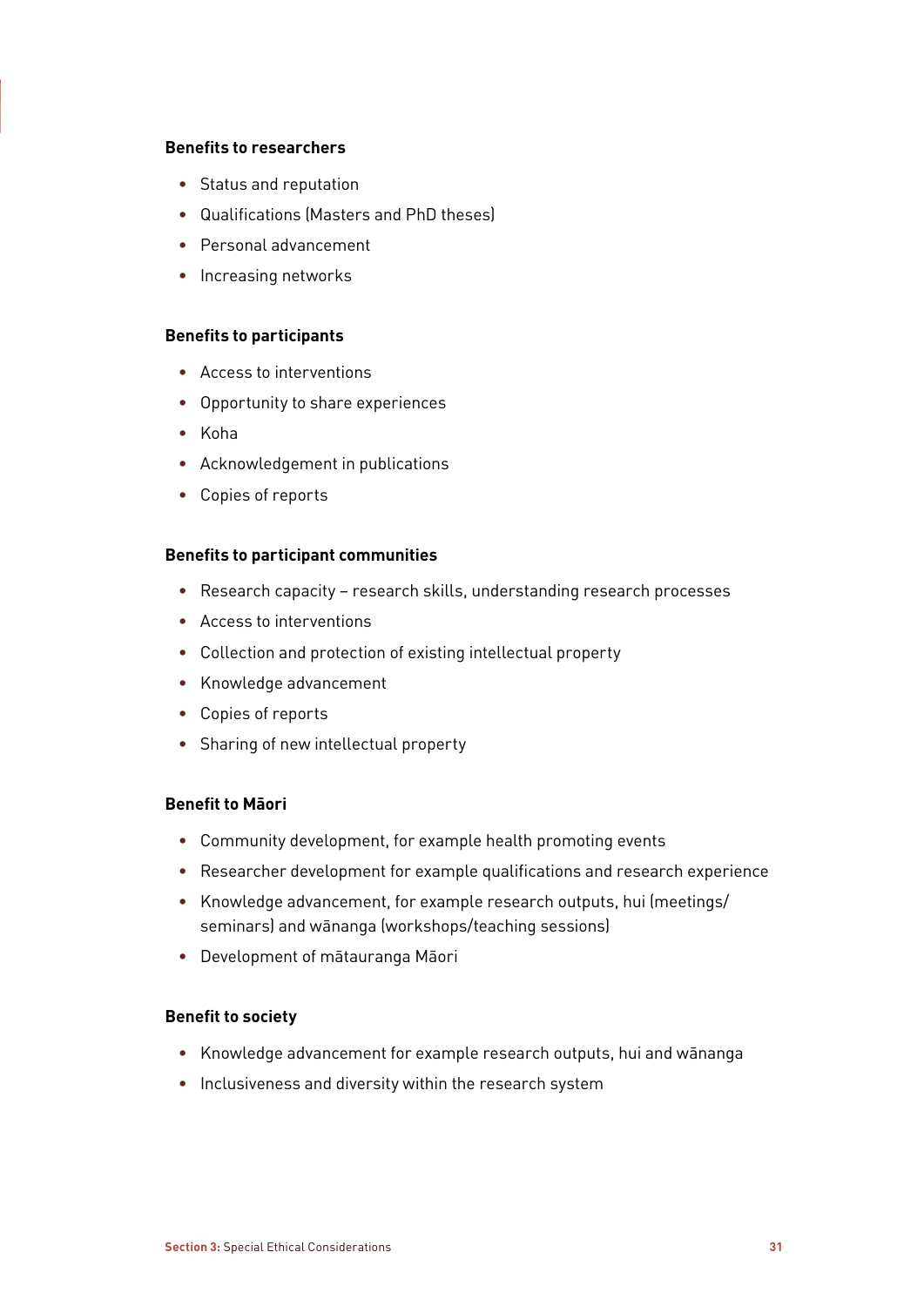**Benefits to researchers**

- Status and reputation
- Qualifications (Masters and PhD theses)
- Personal advancement
- Increasing networks

**Benefits to participants**

- Access to interventions
- Opportunity to share experiences
- Koha
- Acknowledgement in publications
- Copies of reports

**Benefits to participant communities**

- Research capacity – research skills, understanding research processes
- Access to interventions
- Collection and protection of existing intellectual property
- Knowledge advancement
- Copies of reports
- Sharing of new intellectual property

**Benefit to Māori**

- Community development, for example health promoting events
- Researcher development for example qualifications and research experience
- Knowledge advancement, for example research outputs, hui (meetings/ seminars) and wānanga (workshops/teaching sessions)
- Development of mātauranga Māori

**Benefit to society**

- Knowledge advancement for example research outputs, hui and wānanga
- Inclusiveness and diversity within the research system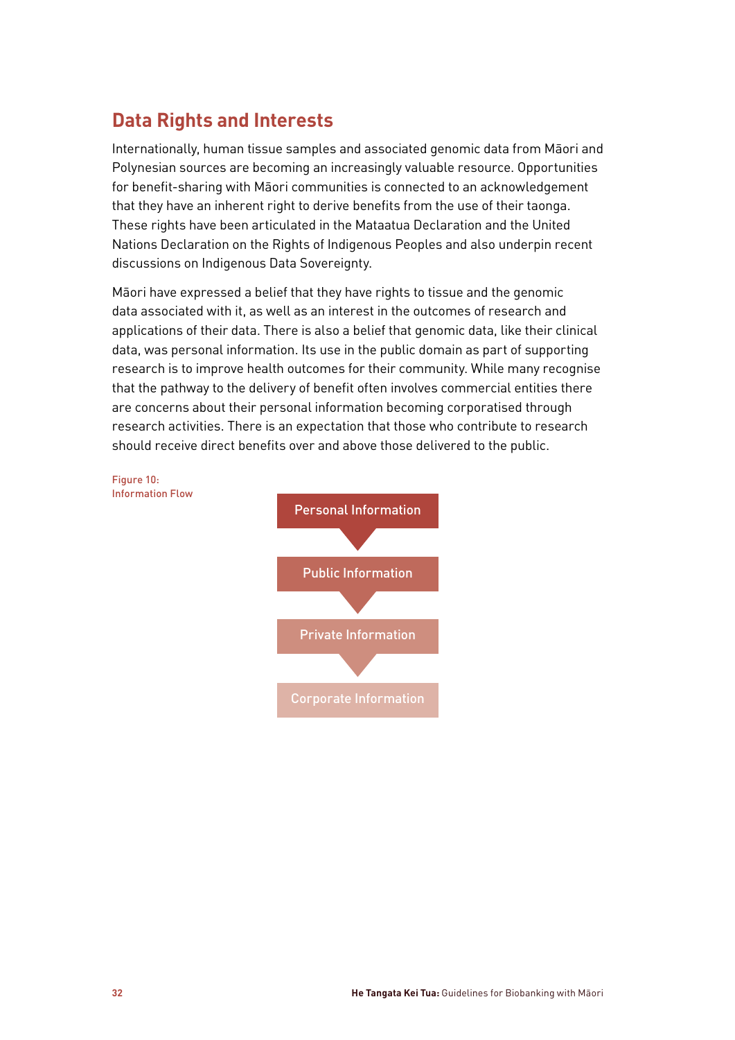## Data Rights and Interests

Internationally, human tissue samples and associated genomic data from Māori and Polynesian sources are becoming an increasingly valuable resource. Opportunities for benefit-sharing with Māori communities is connected to an acknowledgement that they have an inherent right to derive benefits from the use of their taonga. These rights have been articulated in the Mataatua Declaration and the United Nations Declaration on the Rights of Indigenous Peoples and also underpin recent discussions on Indigenous Data Sovereignty.

Māori have expressed a belief that they have rights to tissue and the genomic data associated with it, as well as an interest in the outcomes of research and applications of their data. There is also a belief that genomic data, like their clinical data, was personal information. Its use in the public domain as part of supporting research is to improve health outcomes for their community. While many recognise that the pathway to the delivery of benefit often involves commercial entities there are concerns about their personal information becoming corporatised through research activities. There is an expectation that those who contribute to research should receive direct benefits over and above those delivered to the public.

Figure 10:
Information Flow

Personal Information

Public Information

Private Information

Corporate Information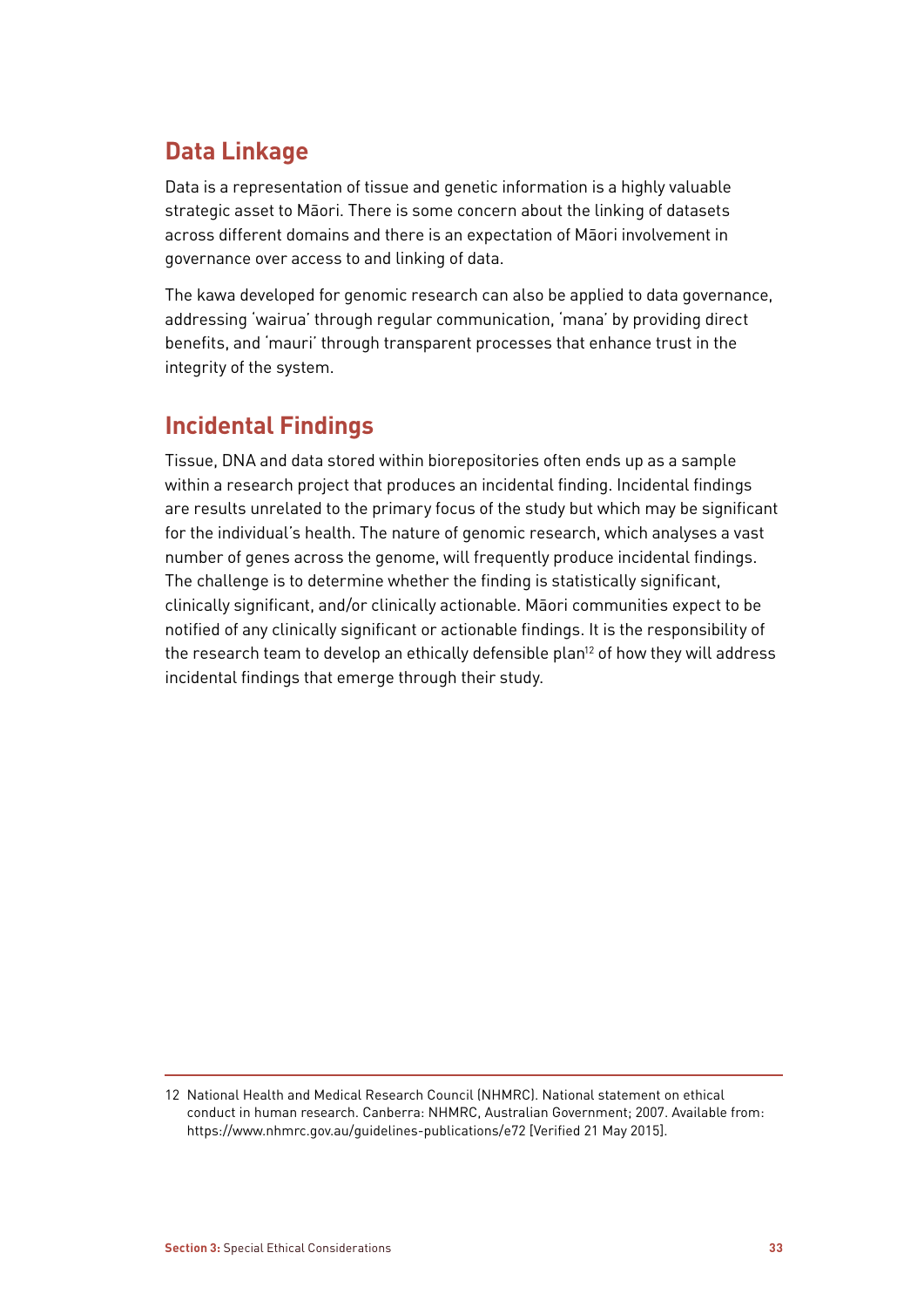## Data Linkage

Data is a representation of tissue and genetic information is a highly valuable strategic asset to Māori. There is some concern about the linking of datasets across different domains and there is an expectation of Māori involvement in governance over access to and linking of data.

The kawa developed for genomic research can also be applied to data governance, addressing 'wairua' through regular communication, 'mana' by providing direct benefits, and 'mauri' through transparent processes that enhance trust in the integrity of the system.

## Incidental Findings

Tissue, DNA and data stored within biorepositories often ends up as a sample within a research project that produces an incidental finding. Incidental findings are results unrelated to the primary focus of the study but which may be significant for the individual's health. The nature of genomic research, which analyses a vast number of genes across the genome, will frequently produce incidental findings. The challenge is to determine whether the finding is statistically significant, clinically significant, and/or clinically actionable. Māori communities expect to be notified of any clinically significant or actionable findings. It is the responsibility of the research team to develop an ethically defensible plan[12] of how they will address incidental findings that emerge through their study.

---

12 National Health and Medical Research Council (NHMRC). National statement on ethical conduct in human research. Canberra: NHMRC, Australian Government; 2007. Available from: https://www.nhmrc.gov.au/guidelines-publications/e72 [Verified 21 May 2015].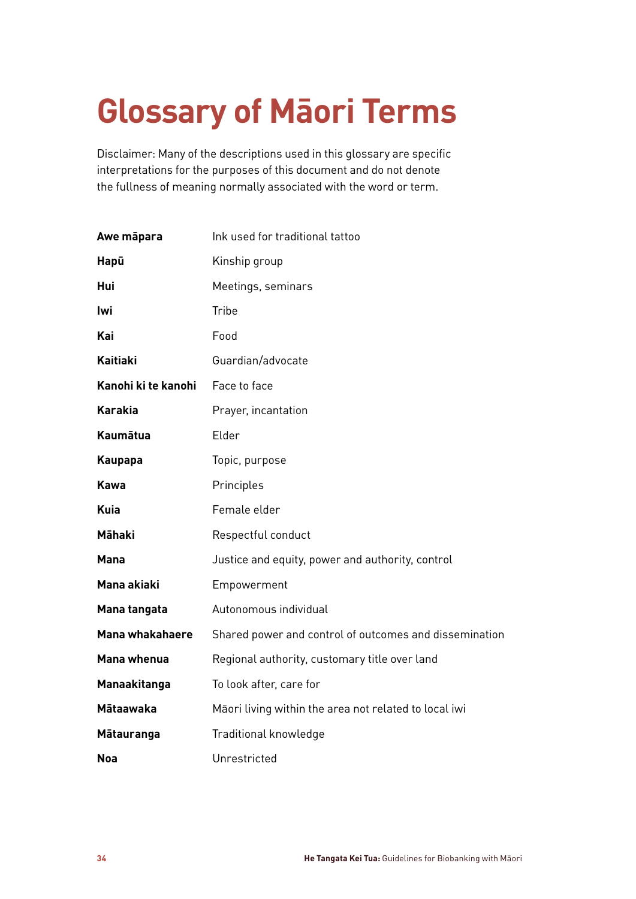# Glossary of Māori Terms

Disclaimer: Many of the descriptions used in this glossary are specific interpretations for the purposes of this document and do not denote the fullness of meaning normally associated with the word or term.

| | |
|---|---|
| **Awe māpara** | Ink used for traditional tattoo |
| **Hapū** | Kinship group |
| **Hui** | Meetings, seminars |
| **Iwi** | Tribe |
| **Kai** | Food |
| **Kaitiaki** | Guardian/advocate |
| **Kanohi ki te kanohi** | Face to face |
| **Karakia** | Prayer, incantation |
| **Kaumātua** | Elder |
| **Kaupapa** | Topic, purpose |
| **Kawa** | Principles |
| **Kuia** | Female elder |
| **Māhaki** | Respectful conduct |
| **Mana** | Justice and equity, power and authority, control |
| **Mana akiaki** | Empowerment |
| **Mana tangata** | Autonomous individual |
| **Mana whakahaere** | Shared power and control of outcomes and dissemination |
| **Mana whenua** | Regional authority, customary title over land |
| **Manaakitanga** | To look after, care for |
| **Mātaawaka** | Māori living within the area not related to local iwi |
| **Mātauranga** | Traditional knowledge |
| **Noa** | Unrestricted |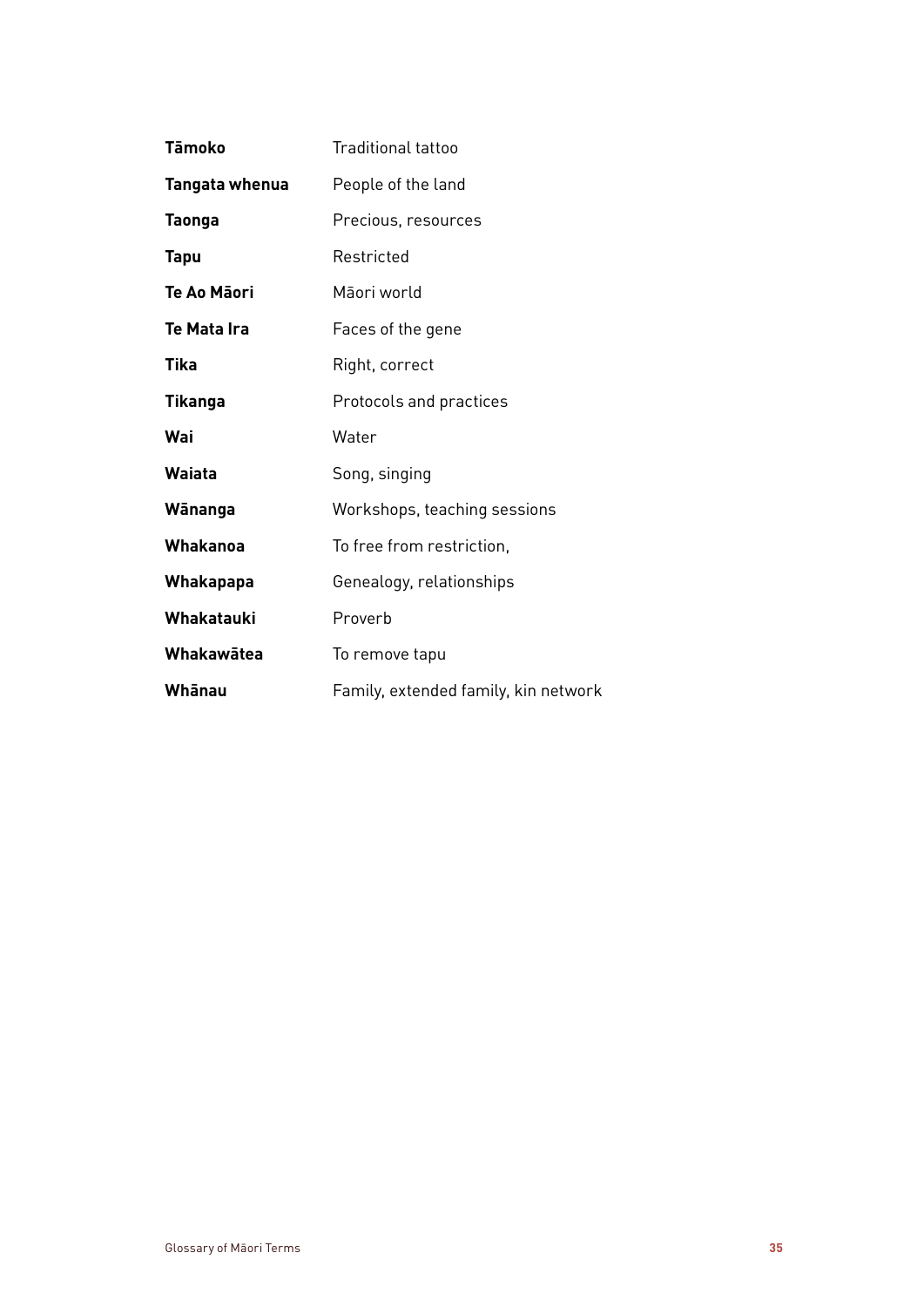| | |
|---|---|
| **Tāmoko** | Traditional tattoo |
| **Tangata whenua** | People of the land |
| **Taonga** | Precious, resources |
| **Tapu** | Restricted |
| **Te Ao Māori** | Māori world |
| **Te Mata Ira** | Faces of the gene |
| **Tika** | Right, correct |
| **Tikanga** | Protocols and practices |
| **Wai** | Water |
| **Waiata** | Song, singing |
| **Wānanga** | Workshops, teaching sessions |
| **Whakanoa** | To free from restriction, |
| **Whakapapa** | Genealogy, relationships |
| **Whakatauki** | Proverb |
| **Whakawātea** | To remove tapu |
| **Whānau** | Family, extended family, kin network |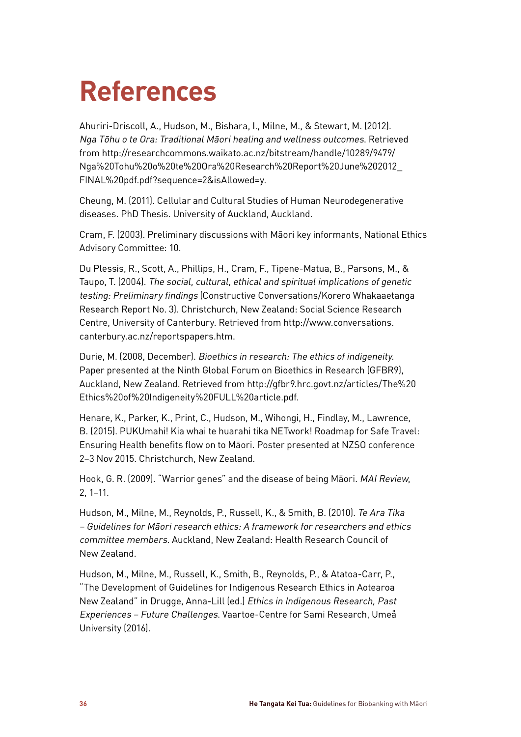# References

Ahuriri-Driscoll, A., Hudson, M., Bishara, I., Milne, M., & Stewart, M. (2012). *Nga Tōhu o te Ora: Traditional Māori healing and wellness outcomes*. Retrieved from http://researchcommons.waikato.ac.nz/bitstream/handle/10289/9479/Nga%20Tohu%20o%20te%20Ora%20Research%20Report%20June%202012_FINAL%20pdf.pdf?sequence=2&isAllowed=y.

Cheung, M. (2011). Cellular and Cultural Studies of Human Neurodegenerative diseases. PhD Thesis. University of Auckland, Auckland.

Cram, F. (2003). Preliminary discussions with Māori key informants, National Ethics Advisory Committee: 10.

Du Plessis, R., Scott, A., Phillips, H., Cram, F., Tipene-Matua, B., Parsons, M., & Taupo, T. (2004). *The social, cultural, ethical and spiritual implications of genetic testing: Preliminary findings* (Constructive Conversations/Korero Whakaaetanga Research Report No. 3). Christchurch, New Zealand: Social Science Research Centre, University of Canterbury. Retrieved from http://www.conversations.canterbury.ac.nz/reportspapers.htm.

Durie, M. (2008, December). *Bioethics in research: The ethics of indigeneity*. Paper presented at the Ninth Global Forum on Bioethics in Research (GFBR9), Auckland, New Zealand. Retrieved from http://gfbr9.hrc.govt.nz/articles/The%20Ethics%20of%20Indigeneity%20FULL%20article.pdf.

Henare, K., Parker, K., Print, C., Hudson, M., Wihongi, H., Findlay, M., Lawrence, B. (2015). PUKUmahi! Kia whai te huarahi tika NETwork! Roadmap for Safe Travel: Ensuring Health benefits flow on to Māori. Poster presented at NZSO conference 2–3 Nov 2015. Christchurch, New Zealand.

Hook, G. R. (2009). "Warrior genes" and the disease of being Māori. *MAI Review*, 2, 1–11.

Hudson, M., Milne, M., Reynolds, P., Russell, K., & Smith, B. (2010). *Te Ara Tika – Guidelines for Māori research ethics: A framework for researchers and ethics committee members*. Auckland, New Zealand: Health Research Council of New Zealand.

Hudson, M., Milne, M., Russell, K., Smith, B., Reynolds, P., & Atatoa-Carr, P., "The Development of Guidelines for Indigenous Research Ethics in Aotearoa New Zealand" in Drugge, Anna-Lill (ed.) *Ethics in Indigenous Research, Past Experiences – Future Challenges*. Vaartoe-Centre for Sami Research, Umeå University (2016).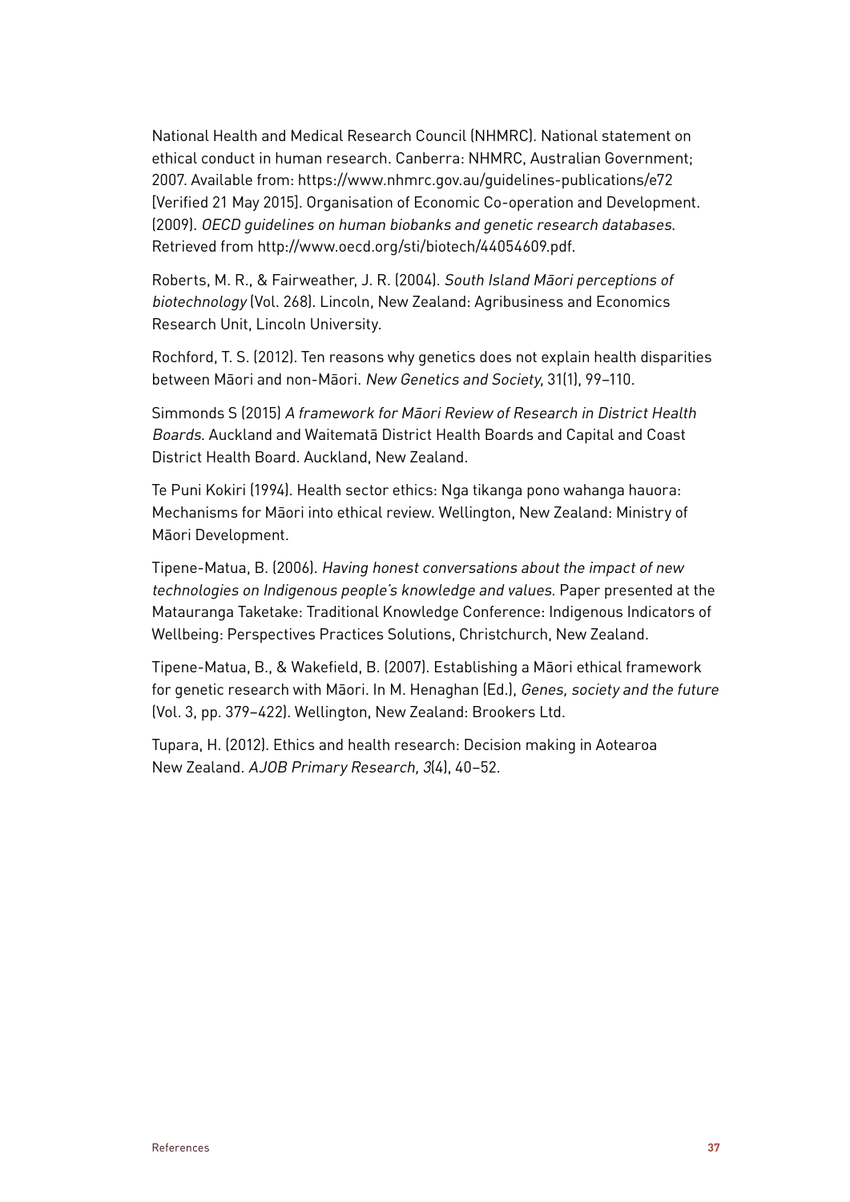National Health and Medical Research Council (NHMRC). National statement on ethical conduct in human research. Canberra: NHMRC, Australian Government; 2007. Available from: https://www.nhmrc.gov.au/guidelines-publications/e72 [Verified 21 May 2015]. Organisation of Economic Co-operation and Development. (2009). *OECD guidelines on human biobanks and genetic research databases*. Retrieved from http://www.oecd.org/sti/biotech/44054609.pdf.

Roberts, M. R., & Fairweather, J. R. (2004). *South Island Māori perceptions of biotechnology* (Vol. 268). Lincoln, New Zealand: Agribusiness and Economics Research Unit, Lincoln University.

Rochford, T. S. (2012). Ten reasons why genetics does not explain health disparities between Māori and non-Māori. *New Genetics and Society*, 31(1), 99–110.

Simmonds S (2015) *A framework for Māori Review of Research in District Health Boards*. Auckland and Waitematā District Health Boards and Capital and Coast District Health Board. Auckland, New Zealand.

Te Puni Kokiri (1994). Health sector ethics: Nga tikanga pono wahanga hauora: Mechanisms for Māori into ethical review. Wellington, New Zealand: Ministry of Māori Development.

Tipene-Matua, B. (2006). *Having honest conversations about the impact of new technologies on Indigenous people's knowledge and values*. Paper presented at the Matauranga Taketake: Traditional Knowledge Conference: Indigenous Indicators of Wellbeing: Perspectives Practices Solutions, Christchurch, New Zealand.

Tipene-Matua, B., & Wakefield, B. (2007). Establishing a Māori ethical framework for genetic research with Māori. In M. Henaghan (Ed.), *Genes, society and the future* (Vol. 3, pp. 379–422). Wellington, New Zealand: Brookers Ltd.

Tupara, H. (2012). Ethics and health research: Decision making in Aotearoa New Zealand. *AJOB Primary Research, 3*(4), 40–52.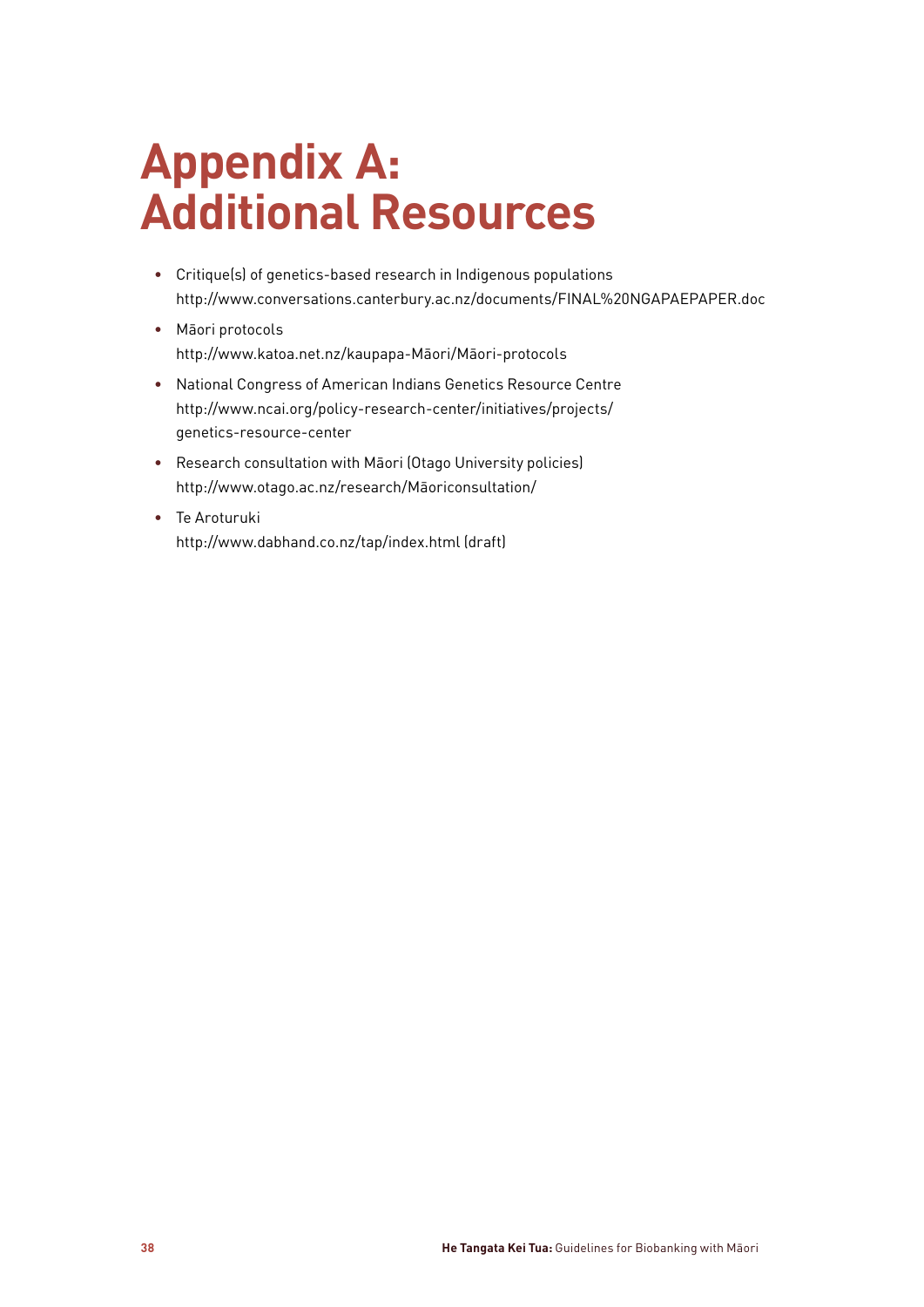# Appendix A: Additional Resources

- Critique(s) of genetics-based research in Indigenous populations
  http://www.conversations.canterbury.ac.nz/documents/FINAL%20NGAPAEPAPER.doc
- Māori protocols
  http://www.katoa.net.nz/kaupapa-Māori/Māori-protocols
- National Congress of American Indians Genetics Resource Centre
  http://www.ncai.org/policy-research-center/initiatives/projects/genetics-resource-center
- Research consultation with Māori (Otago University policies)
  http://www.otago.ac.nz/research/Māoriconsultation/
- Te Aroturuki
  http://www.dabhand.co.nz/tap/index.html (draft)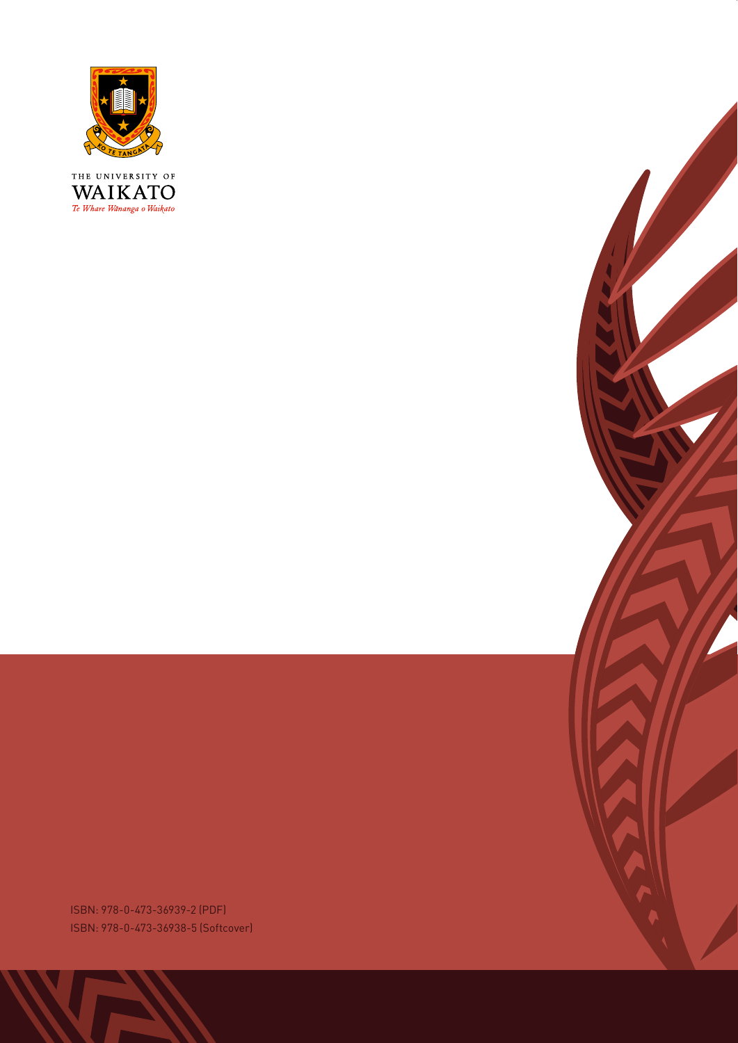THE UNIVERSITY OF
WAIKATO
*Te Whare Wānanga o Waikato*

ISBN: 978-0-473-36939-2 (PDF)
ISBN: 978-0-473-36938-5 (Softcover)